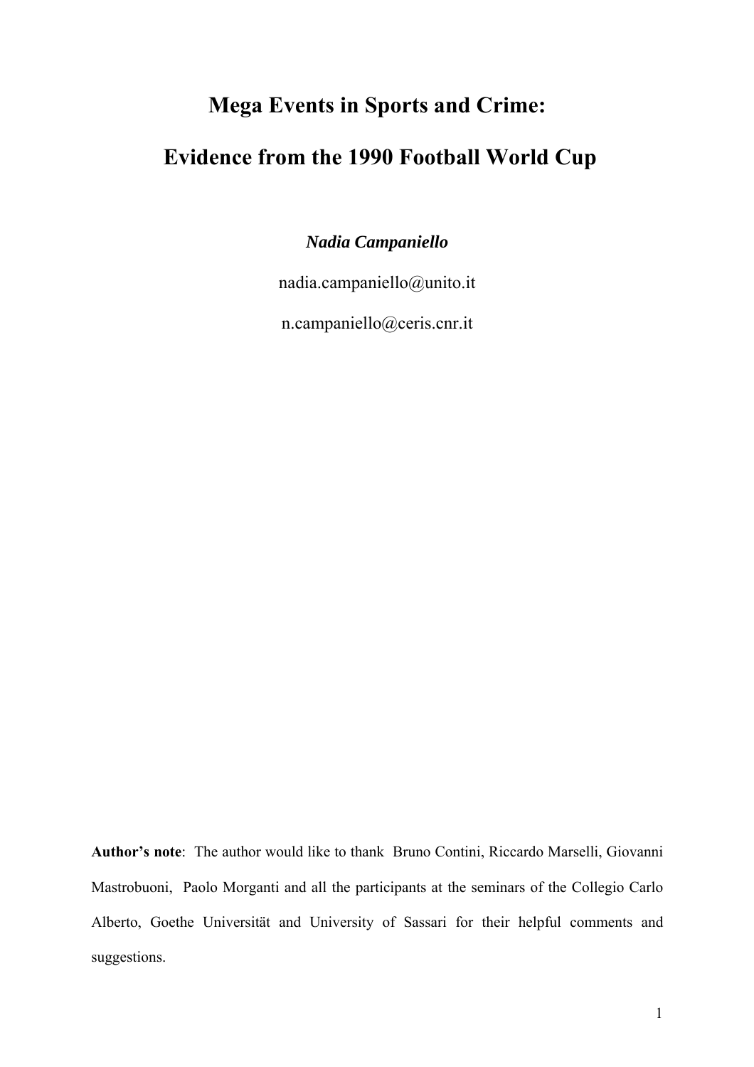# Mega Events in Sports and Crime:

# Evidence from the 1990 Football World Cup

***Nadia Campaniello***

nadia.campaniello@unito.it

n.campaniello@ceris.cnr.it

**Author's note**: The author would like to thank Bruno Contini, Riccardo Marselli, Giovanni Mastrobuoni, Paolo Morganti and all the participants at the seminars of the Collegio Carlo Alberto, Goethe Universität and University of Sassari for their helpful comments and suggestions.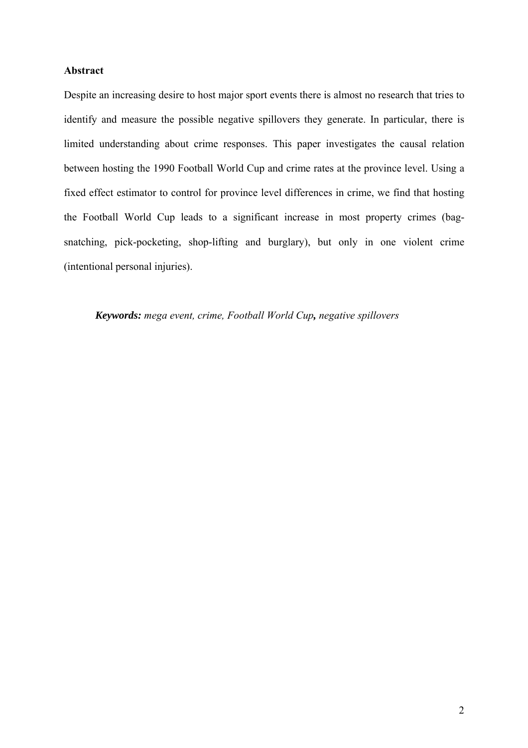## Abstract

Despite an increasing desire to host major sport events there is almost no research that tries to identify and measure the possible negative spillovers they generate. In particular, there is limited understanding about crime responses. This paper investigates the causal relation between hosting the 1990 Football World Cup and crime rates at the province level. Using a fixed effect estimator to control for province level differences in crime, we find that hosting the Football World Cup leads to a significant increase in most property crimes (bag-snatching, pick-pocketing, shop-lifting and burglary), but only in one violent crime (intentional personal injuries).

***Keywords:*** *mega event, crime, Football World Cup**,** negative spillovers*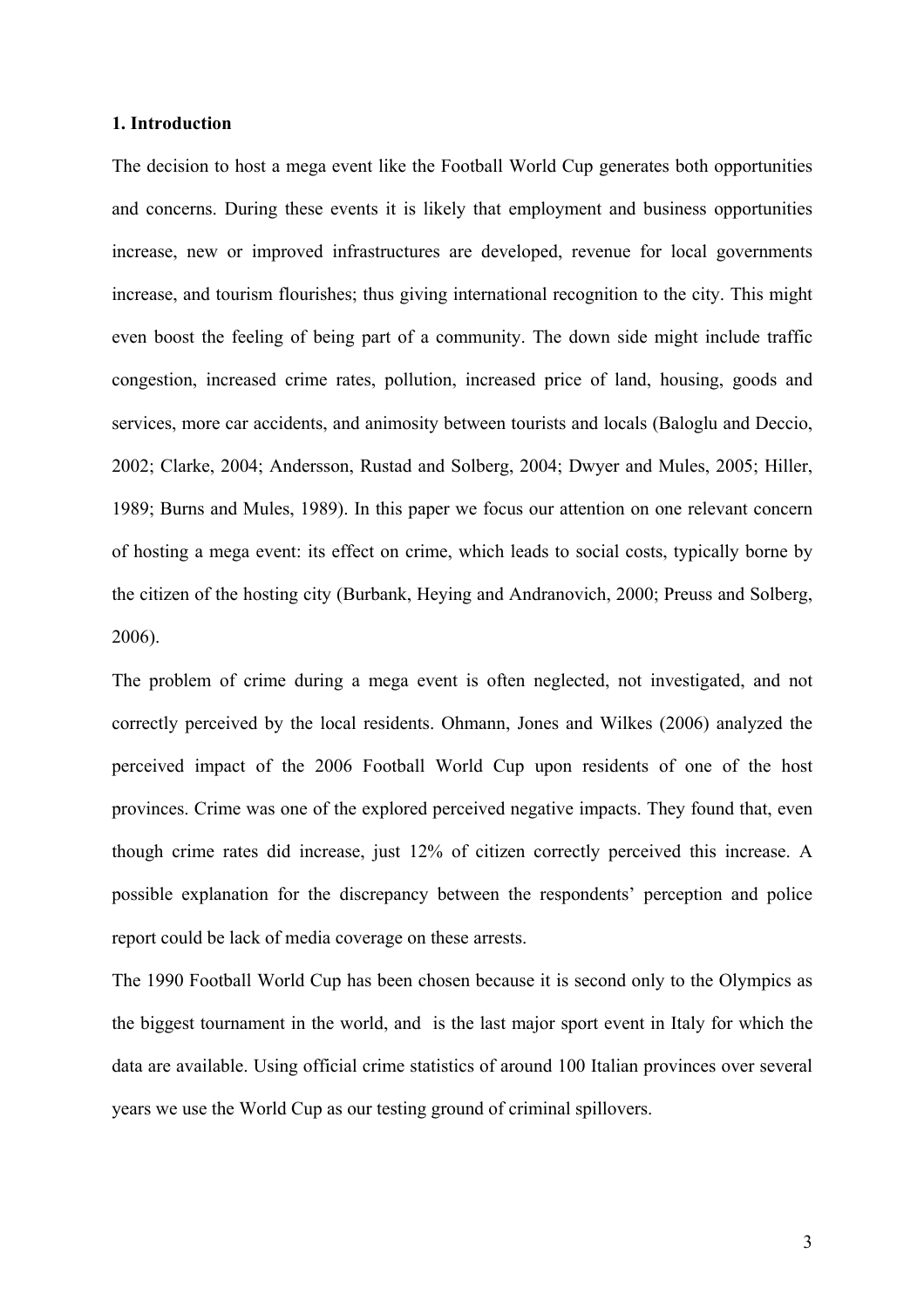## 1. Introduction

The decision to host a mega event like the Football World Cup generates both opportunities and concerns. During these events it is likely that employment and business opportunities increase, new or improved infrastructures are developed, revenue for local governments increase, and tourism flourishes; thus giving international recognition to the city. This might even boost the feeling of being part of a community. The down side might include traffic congestion, increased crime rates, pollution, increased price of land, housing, goods and services, more car accidents, and animosity between tourists and locals (Baloglu and Deccio, 2002; Clarke, 2004; Andersson, Rustad and Solberg, 2004; Dwyer and Mules, 2005; Hiller, 1989; Burns and Mules, 1989). In this paper we focus our attention on one relevant concern of hosting a mega event: its effect on crime, which leads to social costs, typically borne by the citizen of the hosting city (Burbank, Heying and Andranovich, 2000; Preuss and Solberg, 2006).

The problem of crime during a mega event is often neglected, not investigated, and not correctly perceived by the local residents. Ohmann, Jones and Wilkes (2006) analyzed the perceived impact of the 2006 Football World Cup upon residents of one of the host provinces. Crime was one of the explored perceived negative impacts. They found that, even though crime rates did increase, just 12% of citizen correctly perceived this increase. A possible explanation for the discrepancy between the respondents' perception and police report could be lack of media coverage on these arrests.

The 1990 Football World Cup has been chosen because it is second only to the Olympics as the biggest tournament in the world, and is the last major sport event in Italy for which the data are available. Using official crime statistics of around 100 Italian provinces over several years we use the World Cup as our testing ground of criminal spillovers.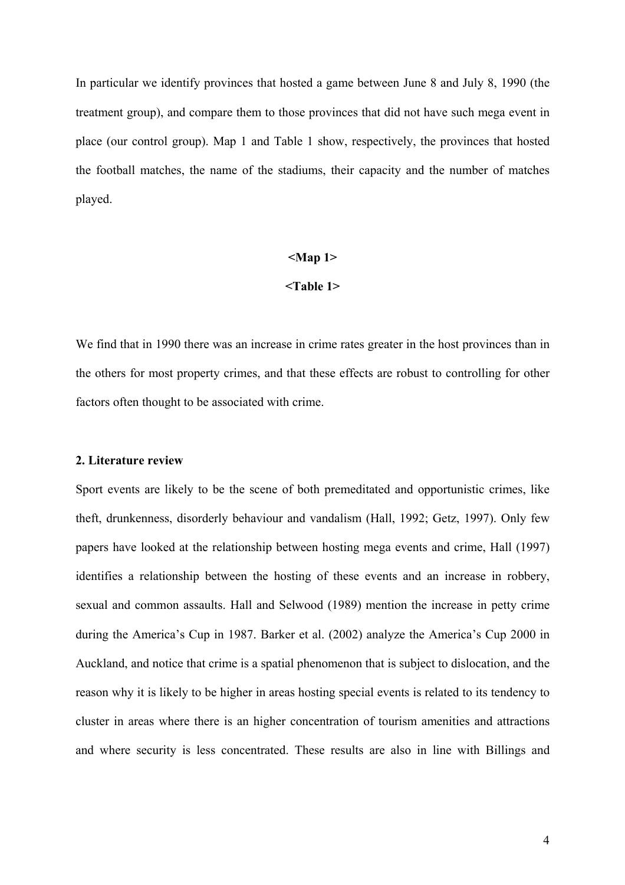In particular we identify provinces that hosted a game between June 8 and July 8, 1990 (the treatment group), and compare them to those provinces that did not have such mega event in place (our control group). Map 1 and Table 1 show, respectively, the provinces that hosted the football matches, the name of the stadiums, their capacity and the number of matches played.

**<Map 1>**

**<Table 1>**

We find that in 1990 there was an increase in crime rates greater in the host provinces than in the others for most property crimes, and that these effects are robust to controlling for other factors often thought to be associated with crime.

## 2. Literature review

Sport events are likely to be the scene of both premeditated and opportunistic crimes, like theft, drunkenness, disorderly behaviour and vandalism (Hall, 1992; Getz, 1997). Only few papers have looked at the relationship between hosting mega events and crime, Hall (1997) identifies a relationship between the hosting of these events and an increase in robbery, sexual and common assaults. Hall and Selwood (1989) mention the increase in petty crime during the America's Cup in 1987. Barker et al. (2002) analyze the America's Cup 2000 in Auckland, and notice that crime is a spatial phenomenon that is subject to dislocation, and the reason why it is likely to be higher in areas hosting special events is related to its tendency to cluster in areas where there is an higher concentration of tourism amenities and attractions and where security is less concentrated. These results are also in line with Billings and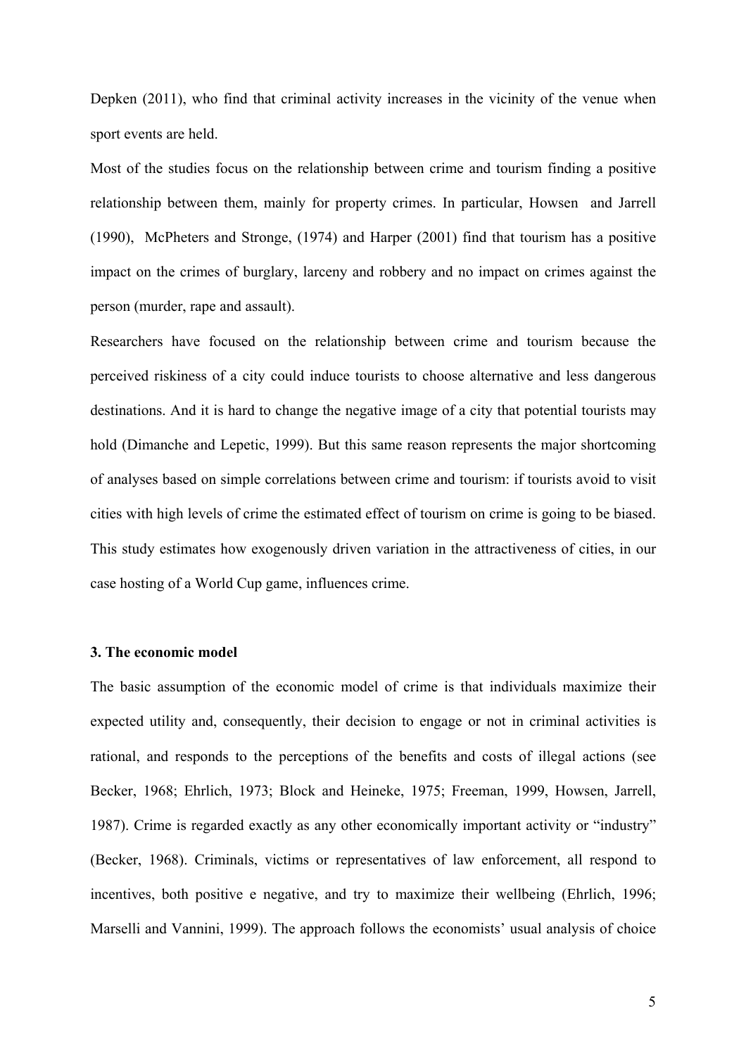Depken (2011), who find that criminal activity increases in the vicinity of the venue when sport events are held.

Most of the studies focus on the relationship between crime and tourism finding a positive relationship between them, mainly for property crimes. In particular, Howsen and Jarrell (1990), McPheters and Stronge, (1974) and Harper (2001) find that tourism has a positive impact on the crimes of burglary, larceny and robbery and no impact on crimes against the person (murder, rape and assault).

Researchers have focused on the relationship between crime and tourism because the perceived riskiness of a city could induce tourists to choose alternative and less dangerous destinations. And it is hard to change the negative image of a city that potential tourists may hold (Dimanche and Lepetic, 1999). But this same reason represents the major shortcoming of analyses based on simple correlations between crime and tourism: if tourists avoid to visit cities with high levels of crime the estimated effect of tourism on crime is going to be biased. This study estimates how exogenously driven variation in the attractiveness of cities, in our case hosting of a World Cup game, influences crime.

### 3. The economic model

The basic assumption of the economic model of crime is that individuals maximize their expected utility and, consequently, their decision to engage or not in criminal activities is rational, and responds to the perceptions of the benefits and costs of illegal actions (see Becker, 1968; Ehrlich, 1973; Block and Heineke, 1975; Freeman, 1999, Howsen, Jarrell, 1987). Crime is regarded exactly as any other economically important activity or "industry" (Becker, 1968). Criminals, victims or representatives of law enforcement, all respond to incentives, both positive e negative, and try to maximize their wellbeing (Ehrlich, 1996; Marselli and Vannini, 1999). The approach follows the economists' usual analysis of choice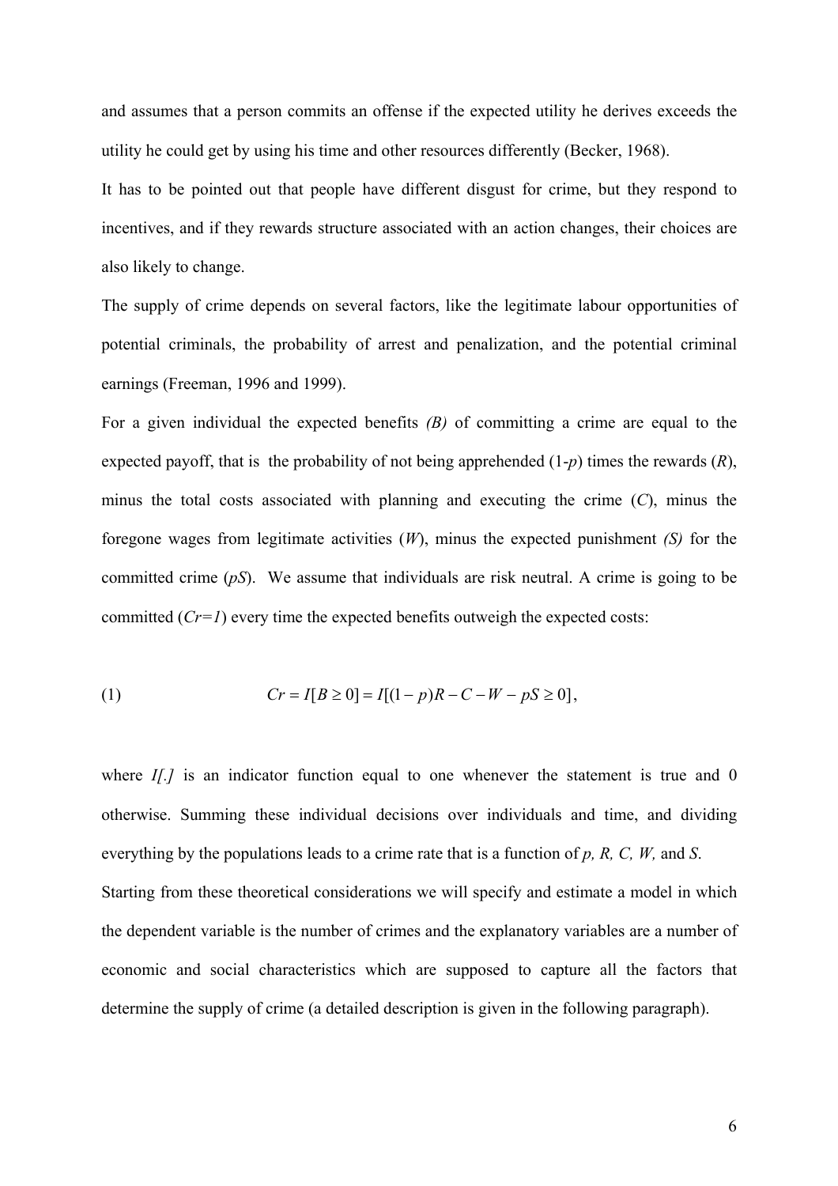and assumes that a person commits an offense if the expected utility he derives exceeds the utility he could get by using his time and other resources differently (Becker, 1968).

It has to be pointed out that people have different disgust for crime, but they respond to incentives, and if they rewards structure associated with an action changes, their choices are also likely to change.

The supply of crime depends on several factors, like the legitimate labour opportunities of potential criminals, the probability of arrest and penalization, and the potential criminal earnings (Freeman, 1996 and 1999).

For a given individual the expected benefits *(B)* of committing a crime are equal to the expected payoff, that is the probability of not being apprehended (1-$p$) times the rewards ($R$), minus the total costs associated with planning and executing the crime ($C$), minus the foregone wages from legitimate activities ($W$), minus the expected punishment *(S)* for the committed crime ($pS$). We assume that individuals are risk neutral. A crime is going to be committed ($Cr=1$) every time the expected benefits outweigh the expected costs:

$$Cr = I[B \geq 0] = I[(1-p)R - C - W - pS \geq 0], \qquad (1)$$

where *I[.]* is an indicator function equal to one whenever the statement is true and 0 otherwise. Summing these individual decisions over individuals and time, and dividing everything by the populations leads to a crime rate that is a function of $p$, $R$, $C$, $W$, and $S$.

Starting from these theoretical considerations we will specify and estimate a model in which the dependent variable is the number of crimes and the explanatory variables are a number of economic and social characteristics which are supposed to capture all the factors that determine the supply of crime (a detailed description is given in the following paragraph).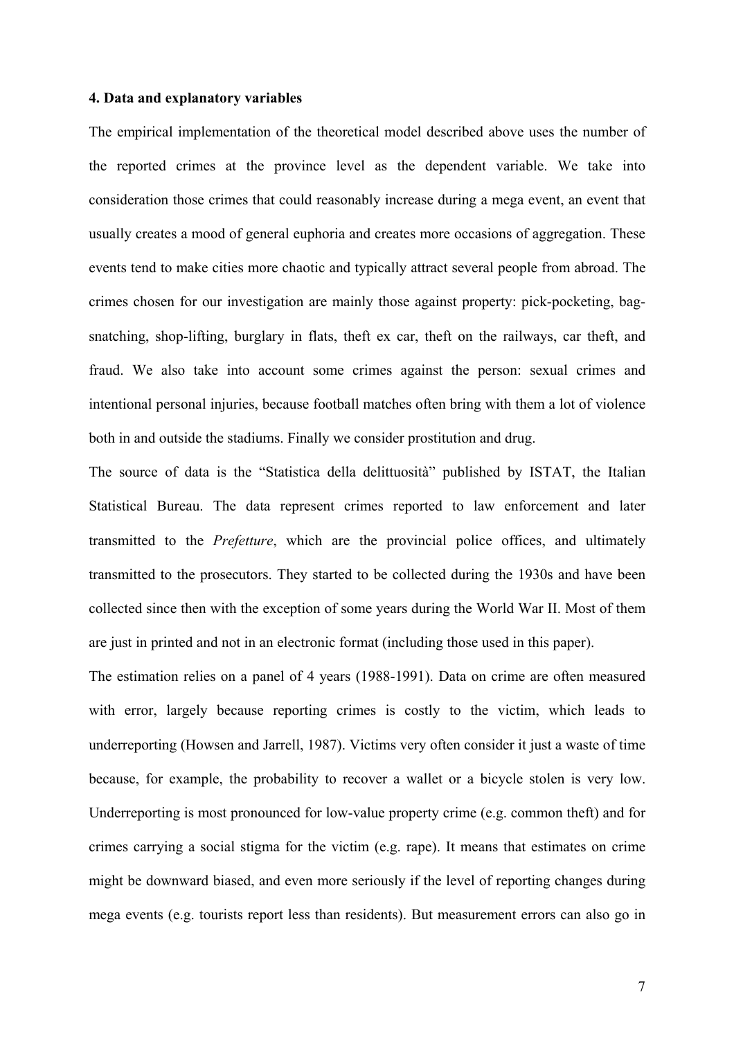### 4. Data and explanatory variables

The empirical implementation of the theoretical model described above uses the number of the reported crimes at the province level as the dependent variable. We take into consideration those crimes that could reasonably increase during a mega event, an event that usually creates a mood of general euphoria and creates more occasions of aggregation. These events tend to make cities more chaotic and typically attract several people from abroad. The crimes chosen for our investigation are mainly those against property: pick-pocketing, bag-snatching, shop-lifting, burglary in flats, theft ex car, theft on the railways, car theft, and fraud. We also take into account some crimes against the person: sexual crimes and intentional personal injuries, because football matches often bring with them a lot of violence both in and outside the stadiums. Finally we consider prostitution and drug.

The source of data is the "Statistica della delittuosità" published by ISTAT, the Italian Statistical Bureau. The data represent crimes reported to law enforcement and later transmitted to the *Prefetture*, which are the provincial police offices, and ultimately transmitted to the prosecutors. They started to be collected during the 1930s and have been collected since then with the exception of some years during the World War II. Most of them are just in printed and not in an electronic format (including those used in this paper).

The estimation relies on a panel of 4 years (1988-1991). Data on crime are often measured with error, largely because reporting crimes is costly to the victim, which leads to underreporting (Howsen and Jarrell, 1987). Victims very often consider it just a waste of time because, for example, the probability to recover a wallet or a bicycle stolen is very low. Underreporting is most pronounced for low-value property crime (e.g. common theft) and for crimes carrying a social stigma for the victim (e.g. rape). It means that estimates on crime might be downward biased, and even more seriously if the level of reporting changes during mega events (e.g. tourists report less than residents). But measurement errors can also go in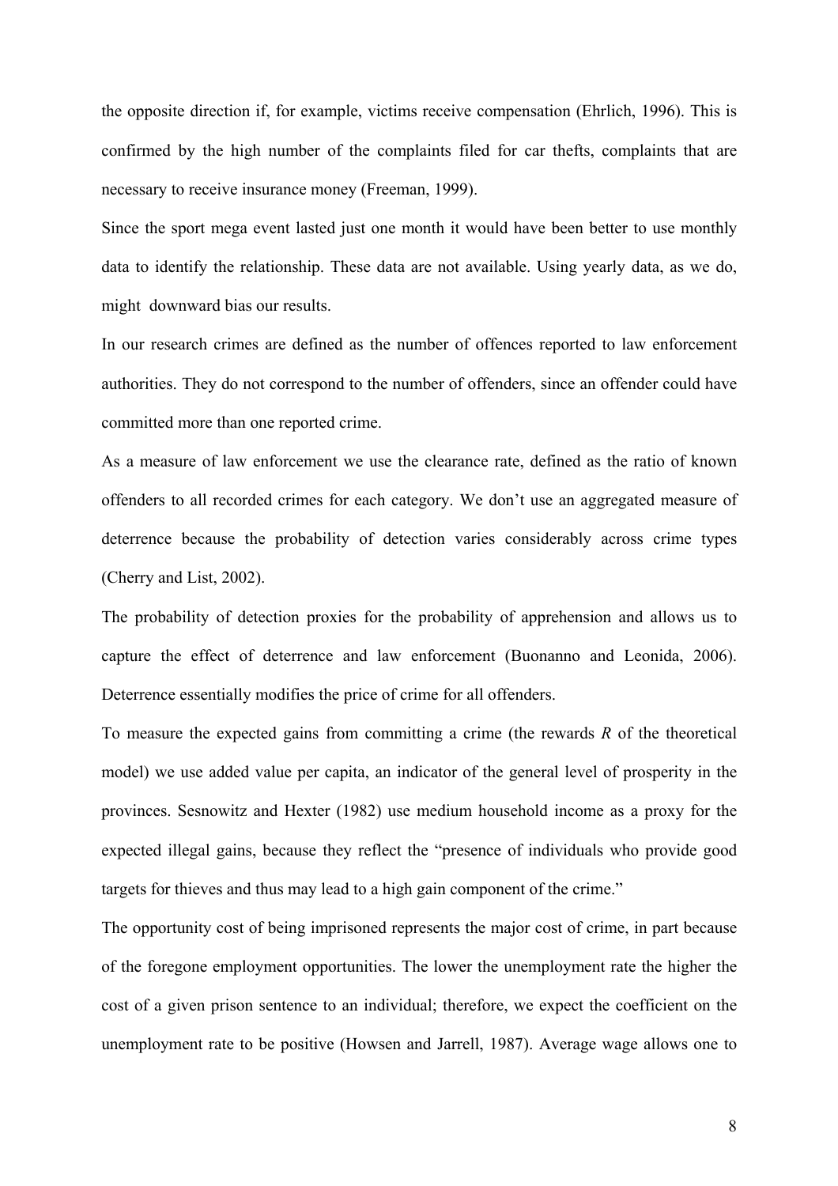the opposite direction if, for example, victims receive compensation (Ehrlich, 1996). This is confirmed by the high number of the complaints filed for car thefts, complaints that are necessary to receive insurance money (Freeman, 1999).

Since the sport mega event lasted just one month it would have been better to use monthly data to identify the relationship. These data are not available. Using yearly data, as we do, might downward bias our results.

In our research crimes are defined as the number of offences reported to law enforcement authorities. They do not correspond to the number of offenders, since an offender could have committed more than one reported crime.

As a measure of law enforcement we use the clearance rate, defined as the ratio of known offenders to all recorded crimes for each category. We don't use an aggregated measure of deterrence because the probability of detection varies considerably across crime types (Cherry and List, 2002).

The probability of detection proxies for the probability of apprehension and allows us to capture the effect of deterrence and law enforcement (Buonanno and Leonida, 2006). Deterrence essentially modifies the price of crime for all offenders.

To measure the expected gains from committing a crime (the rewards *R* of the theoretical model) we use added value per capita, an indicator of the general level of prosperity in the provinces. Sesnowitz and Hexter (1982) use medium household income as a proxy for the expected illegal gains, because they reflect the "presence of individuals who provide good targets for thieves and thus may lead to a high gain component of the crime."

The opportunity cost of being imprisoned represents the major cost of crime, in part because of the foregone employment opportunities. The lower the unemployment rate the higher the cost of a given prison sentence to an individual; therefore, we expect the coefficient on the unemployment rate to be positive (Howsen and Jarrell, 1987). Average wage allows one to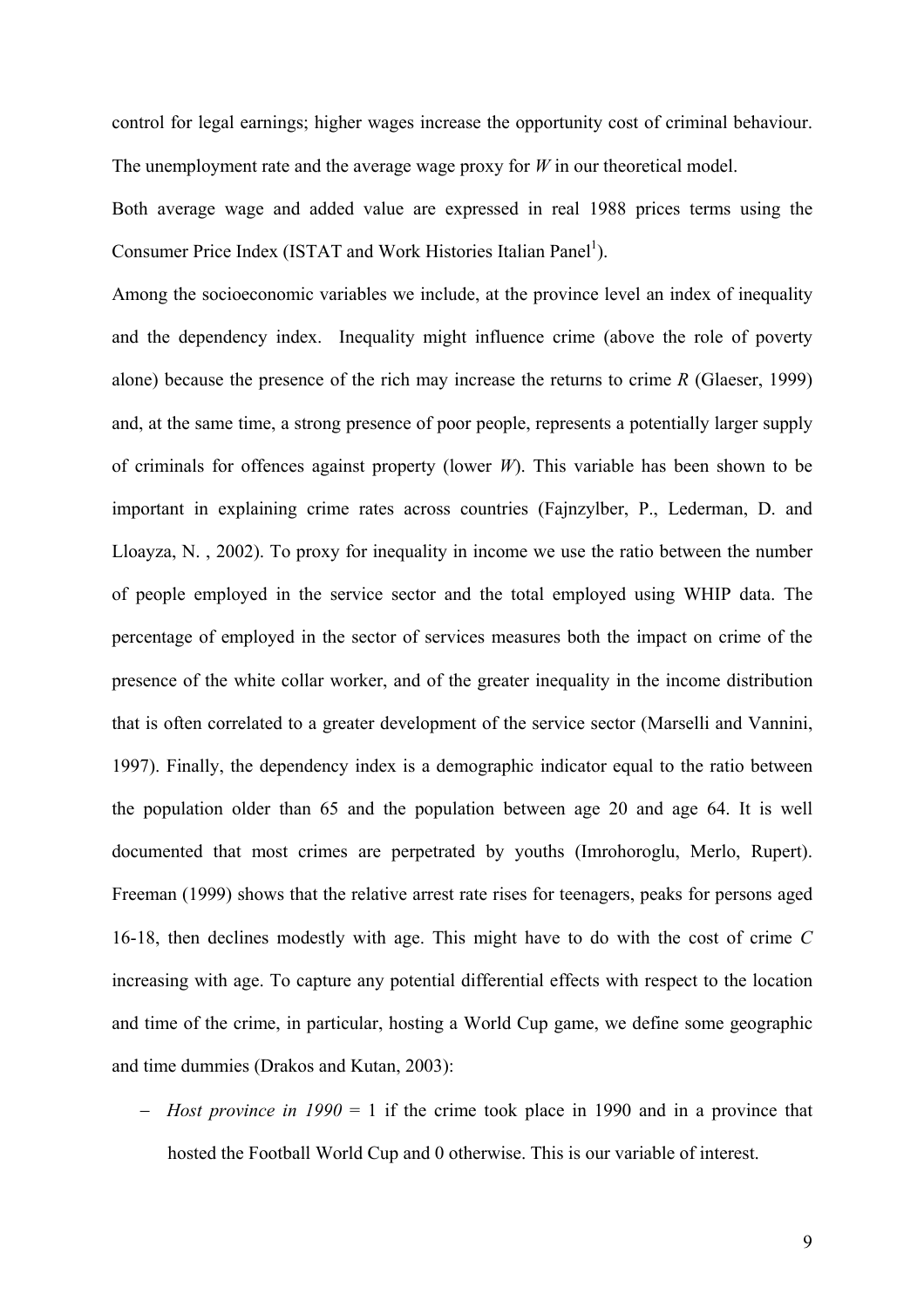control for legal earnings; higher wages increase the opportunity cost of criminal behaviour. The unemployment rate and the average wage proxy for *W* in our theoretical model.

Both average wage and added value are expressed in real 1988 prices terms using the Consumer Price Index (ISTAT and Work Histories Italian Panel[1]).

Among the socioeconomic variables we include, at the province level an index of inequality and the dependency index. Inequality might influence crime (above the role of poverty alone) because the presence of the rich may increase the returns to crime *R* (Glaeser, 1999) and, at the same time, a strong presence of poor people, represents a potentially larger supply of criminals for offences against property (lower *W*). This variable has been shown to be important in explaining crime rates across countries (Fajnzylber, P., Lederman, D. and Lloayza, N. , 2002). To proxy for inequality in income we use the ratio between the number of people employed in the service sector and the total employed using WHIP data. The percentage of employed in the sector of services measures both the impact on crime of the presence of the white collar worker, and of the greater inequality in the income distribution that is often correlated to a greater development of the service sector (Marselli and Vannini, 1997). Finally, the dependency index is a demographic indicator equal to the ratio between the population older than 65 and the population between age 20 and age 64. It is well documented that most crimes are perpetrated by youths (Imrohoroglu, Merlo, Rupert). Freeman (1999) shows that the relative arrest rate rises for teenagers, peaks for persons aged 16-18, then declines modestly with age. This might have to do with the cost of crime *C* increasing with age. To capture any potential differential effects with respect to the location and time of the crime, in particular, hosting a World Cup game, we define some geographic and time dummies (Drakos and Kutan, 2003):

- *Host province in 1990* = 1 if the crime took place in 1990 and in a province that hosted the Football World Cup and 0 otherwise. This is our variable of interest.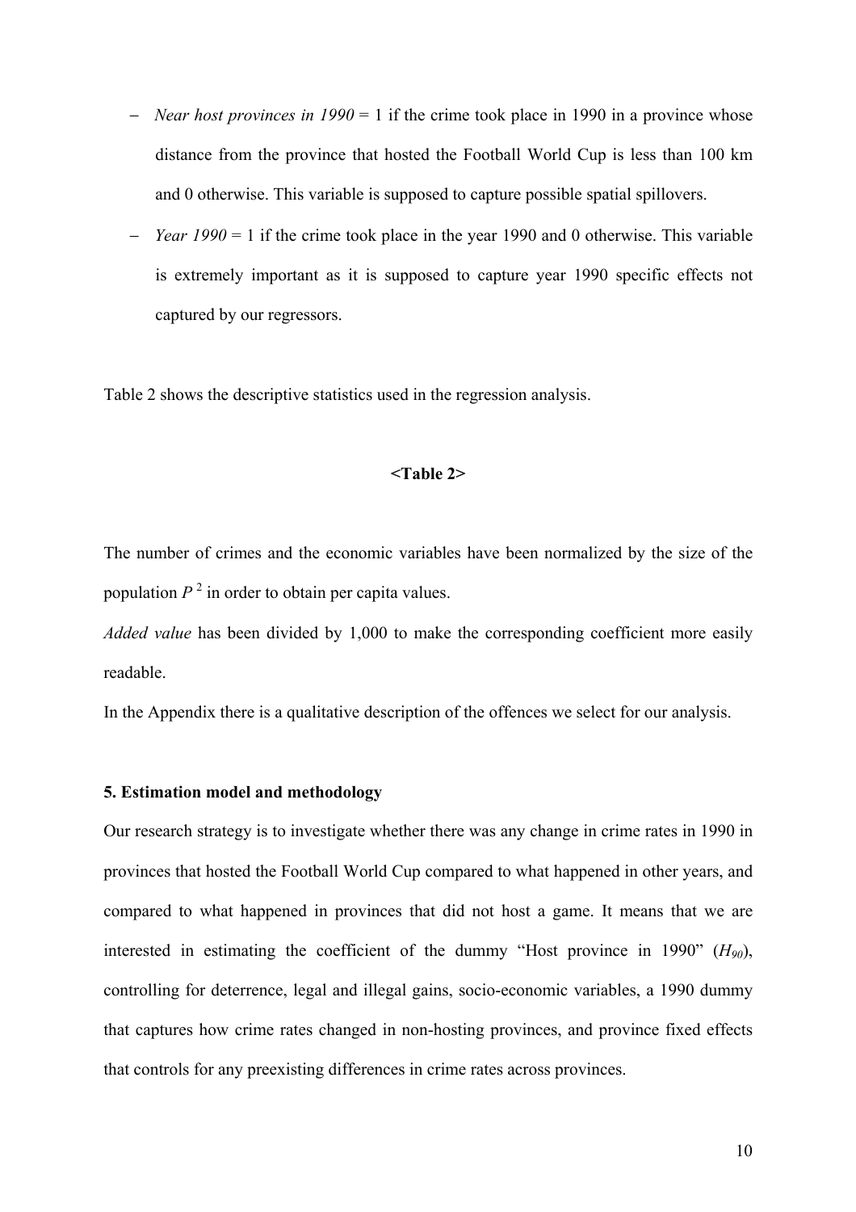- *Near host provinces in 1990* = 1 if the crime took place in 1990 in a province whose distance from the province that hosted the Football World Cup is less than 100 km and 0 otherwise. This variable is supposed to capture possible spatial spillovers.
- *Year 1990* = 1 if the crime took place in the year 1990 and 0 otherwise. This variable is extremely important as it is supposed to capture year 1990 specific effects not captured by our regressors.

Table 2 shows the descriptive statistics used in the regression analysis.

**<Table 2>**

The number of crimes and the economic variables have been normalized by the size of the population $P$ [2] in order to obtain per capita values.

*Added value* has been divided by 1,000 to make the corresponding coefficient more easily readable.

In the Appendix there is a qualitative description of the offences we select for our analysis.

**5. Estimation model and methodology**

Our research strategy is to investigate whether there was any change in crime rates in 1990 in provinces that hosted the Football World Cup compared to what happened in other years, and compared to what happened in provinces that did not host a game. It means that we are interested in estimating the coefficient of the dummy "Host province in 1990" ($H_{90}$), controlling for deterrence, legal and illegal gains, socio-economic variables, a 1990 dummy that captures how crime rates changed in non-hosting provinces, and province fixed effects that controls for any preexisting differences in crime rates across provinces.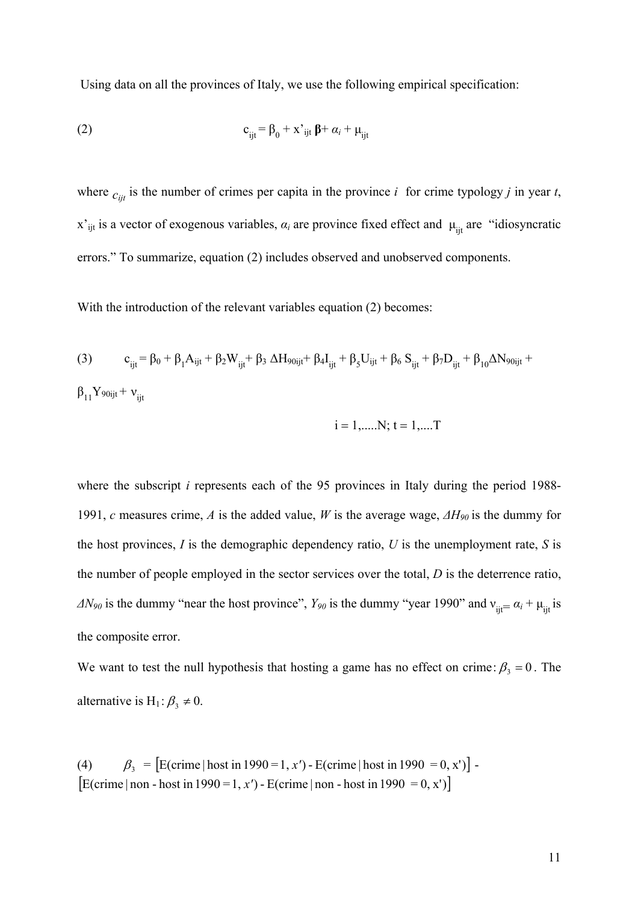Using data on all the provinces of Italy, we use the following empirical specification:

$$(2) \qquad c_{ijt} = \beta_0 + x'_{ijt}\boldsymbol{\beta} + \alpha_i + \mu_{ijt}$$

where $c_{ijt}$ is the number of crimes per capita in the province $i$ for crime typology $j$ in year $t$, $x'_{ijt}$ is a vector of exogenous variables, $\alpha_i$ are province fixed effect and $\mu_{ijt}$ are "idiosyncratic errors." To summarize, equation (2) includes observed and unobserved components.

With the introduction of the relevant variables equation (2) becomes:

$$(3) \qquad c_{ijt} = \beta_0 + \beta_1 A_{ijt} + \beta_2 W_{ijt} + \beta_3\, \Delta H_{90ijt} + \beta_4 I_{ijt} + \beta_5 U_{ijt} + \beta_6\, S_{ijt} + \beta_7 D_{ijt} + \beta_{10} \Delta N_{90ijt} + \beta_{11} Y_{90ijt} + \nu_{ijt}$$

$$i = 1,.....N;\ t = 1,....T$$

where the subscript $i$ represents each of the 95 provinces in Italy during the period 1988-1991, $c$ measures crime, $A$ is the added value, $W$ is the average wage, $\Delta H_{90}$ is the dummy for the host provinces, $I$ is the demographic dependency ratio, $U$ is the unemployment rate, $S$ is the number of people employed in the sector services over the total, $D$ is the deterrence ratio, $\Delta N_{90}$ is the dummy "near the host province", $Y_{90}$ is the dummy "year 1990" and $\nu_{ijt} = \alpha_i + \mu_{ijt}$ is the composite error.

We want to test the null hypothesis that hosting a game has no effect on crime: $\beta_3 = 0$. The alternative is $H_1: \beta_3 \neq 0$.

$$(4) \qquad \beta_3 = \left[\mathrm{E}(\text{crime} \mid \text{host in } 1990 = 1, x') - \mathrm{E}(\text{crime} \mid \text{host in } 1990 = 0, x')\right] - \left[\mathrm{E}(\text{crime} \mid \text{non-host in } 1990 = 1, x') - \mathrm{E}(\text{crime} \mid \text{non-host in } 1990 = 0, x')\right]$$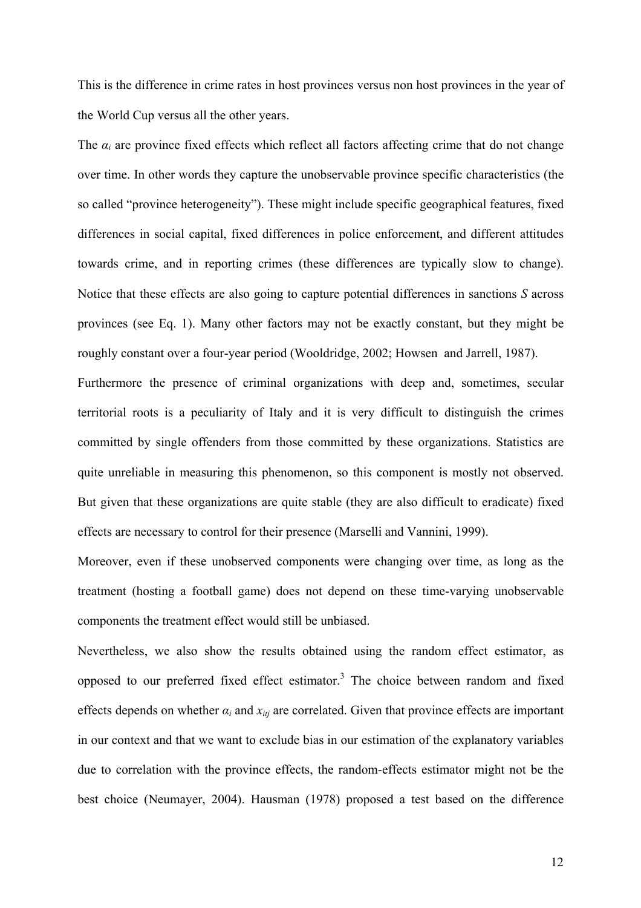This is the difference in crime rates in host provinces versus non host provinces in the year of the World Cup versus all the other years.

The $\alpha_i$ are province fixed effects which reflect all factors affecting crime that do not change over time. In other words they capture the unobservable province specific characteristics (the so called "province heterogeneity"). These might include specific geographical features, fixed differences in social capital, fixed differences in police enforcement, and different attitudes towards crime, and in reporting crimes (these differences are typically slow to change). Notice that these effects are also going to capture potential differences in sanctions *S* across provinces (see Eq. 1). Many other factors may not be exactly constant, but they might be roughly constant over a four-year period (Wooldridge, 2002; Howsen and Jarrell, 1987).

Furthermore the presence of criminal organizations with deep and, sometimes, secular territorial roots is a peculiarity of Italy and it is very difficult to distinguish the crimes committed by single offenders from those committed by these organizations. Statistics are quite unreliable in measuring this phenomenon, so this component is mostly not observed. But given that these organizations are quite stable (they are also difficult to eradicate) fixed effects are necessary to control for their presence (Marselli and Vannini, 1999).

Moreover, even if these unobserved components were changing over time, as long as the treatment (hosting a football game) does not depend on these time-varying unobservable components the treatment effect would still be unbiased.

Nevertheless, we also show the results obtained using the random effect estimator, as opposed to our preferred fixed effect estimator.[3] The choice between random and fixed effects depends on whether $\alpha_i$ and $x_{itj}$ are correlated. Given that province effects are important in our context and that we want to exclude bias in our estimation of the explanatory variables due to correlation with the province effects, the random-effects estimator might not be the best choice (Neumayer, 2004). Hausman (1978) proposed a test based on the difference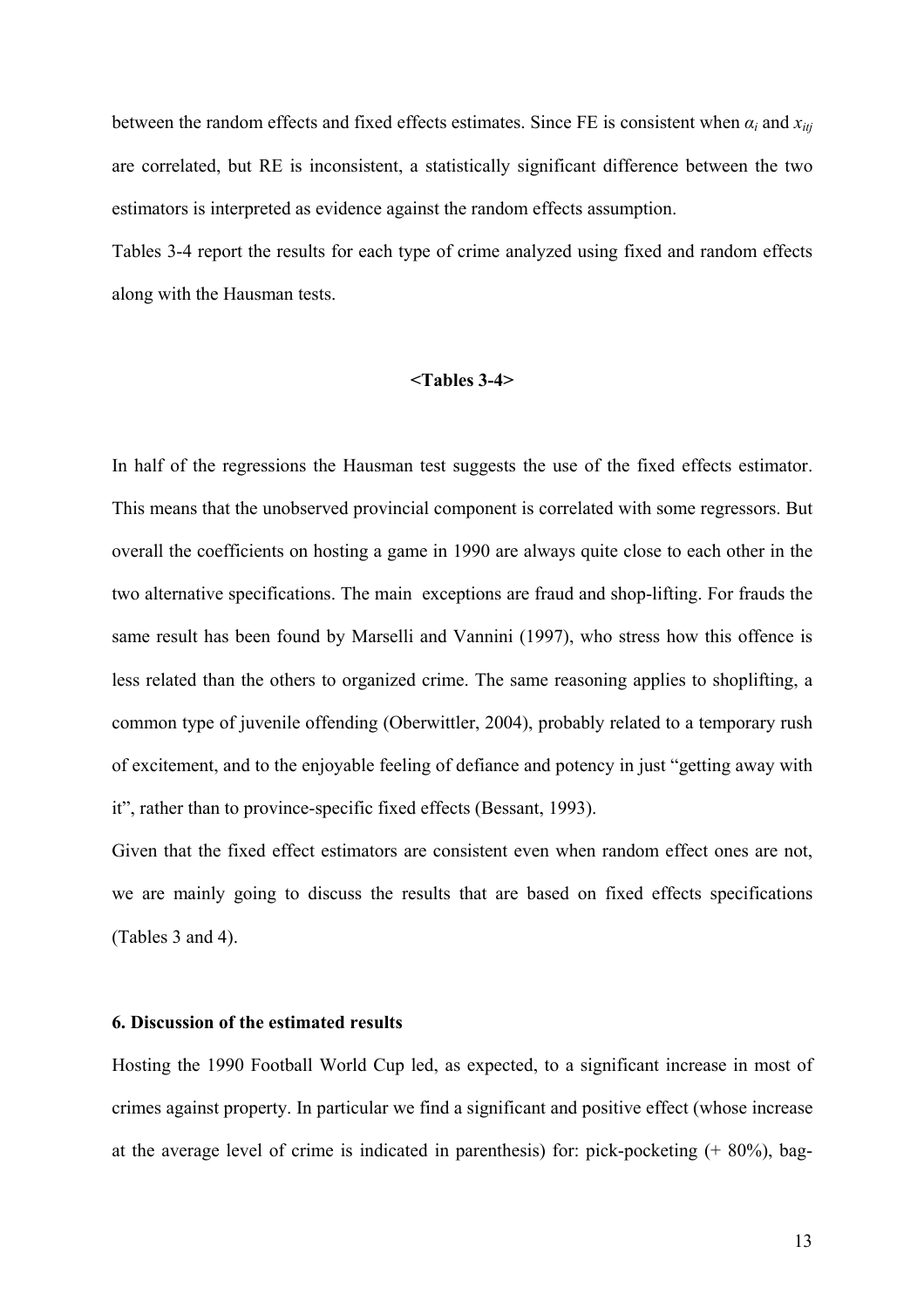between the random effects and fixed effects estimates. Since FE is consistent when $\alpha_i$ and $x_{itj}$ are correlated, but RE is inconsistent, a statistically significant difference between the two estimators is interpreted as evidence against the random effects assumption.

Tables 3-4 report the results for each type of crime analyzed using fixed and random effects along with the Hausman tests.

**<Tables 3-4>**

In half of the regressions the Hausman test suggests the use of the fixed effects estimator. This means that the unobserved provincial component is correlated with some regressors. But overall the coefficients on hosting a game in 1990 are always quite close to each other in the two alternative specifications. The main exceptions are fraud and shop-lifting. For frauds the same result has been found by Marselli and Vannini (1997), who stress how this offence is less related than the others to organized crime. The same reasoning applies to shoplifting, a common type of juvenile offending (Oberwittler, 2004), probably related to a temporary rush of excitement, and to the enjoyable feeling of defiance and potency in just "getting away with it", rather than to province-specific fixed effects (Bessant, 1993).

Given that the fixed effect estimators are consistent even when random effect ones are not, we are mainly going to discuss the results that are based on fixed effects specifications (Tables 3 and 4).

## 6. Discussion of the estimated results

Hosting the 1990 Football World Cup led, as expected, to a significant increase in most of crimes against property. In particular we find a significant and positive effect (whose increase at the average level of crime is indicated in parenthesis) for: pick-pocketing (+ 80%), bag-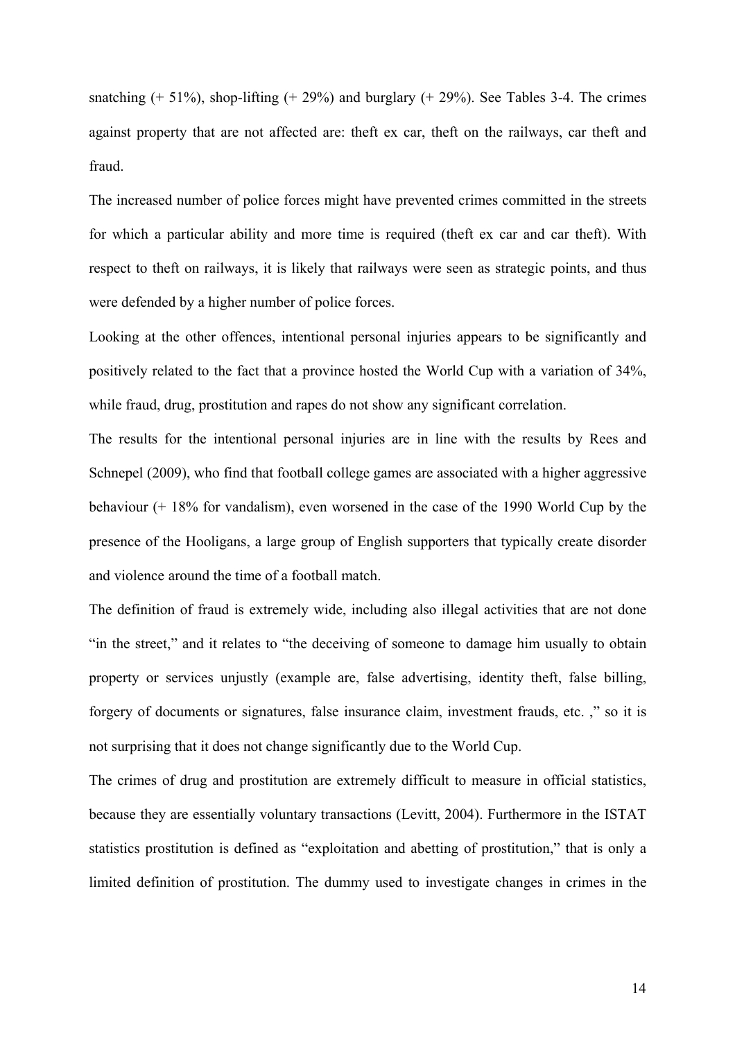snatching (+ 51%), shop-lifting (+ 29%) and burglary (+ 29%). See Tables 3-4. The crimes against property that are not affected are: theft ex car, theft on the railways, car theft and fraud.

The increased number of police forces might have prevented crimes committed in the streets for which a particular ability and more time is required (theft ex car and car theft). With respect to theft on railways, it is likely that railways were seen as strategic points, and thus were defended by a higher number of police forces.

Looking at the other offences, intentional personal injuries appears to be significantly and positively related to the fact that a province hosted the World Cup with a variation of 34%, while fraud, drug, prostitution and rapes do not show any significant correlation.

The results for the intentional personal injuries are in line with the results by Rees and Schnepel (2009), who find that football college games are associated with a higher aggressive behaviour (+ 18% for vandalism), even worsened in the case of the 1990 World Cup by the presence of the Hooligans, a large group of English supporters that typically create disorder and violence around the time of a football match.

The definition of fraud is extremely wide, including also illegal activities that are not done "in the street," and it relates to "the deceiving of someone to damage him usually to obtain property or services unjustly (example are, false advertising, identity theft, false billing, forgery of documents or signatures, false insurance claim, investment frauds, etc. ," so it is not surprising that it does not change significantly due to the World Cup.

The crimes of drug and prostitution are extremely difficult to measure in official statistics, because they are essentially voluntary transactions (Levitt, 2004). Furthermore in the ISTAT statistics prostitution is defined as "exploitation and abetting of prostitution," that is only a limited definition of prostitution. The dummy used to investigate changes in crimes in the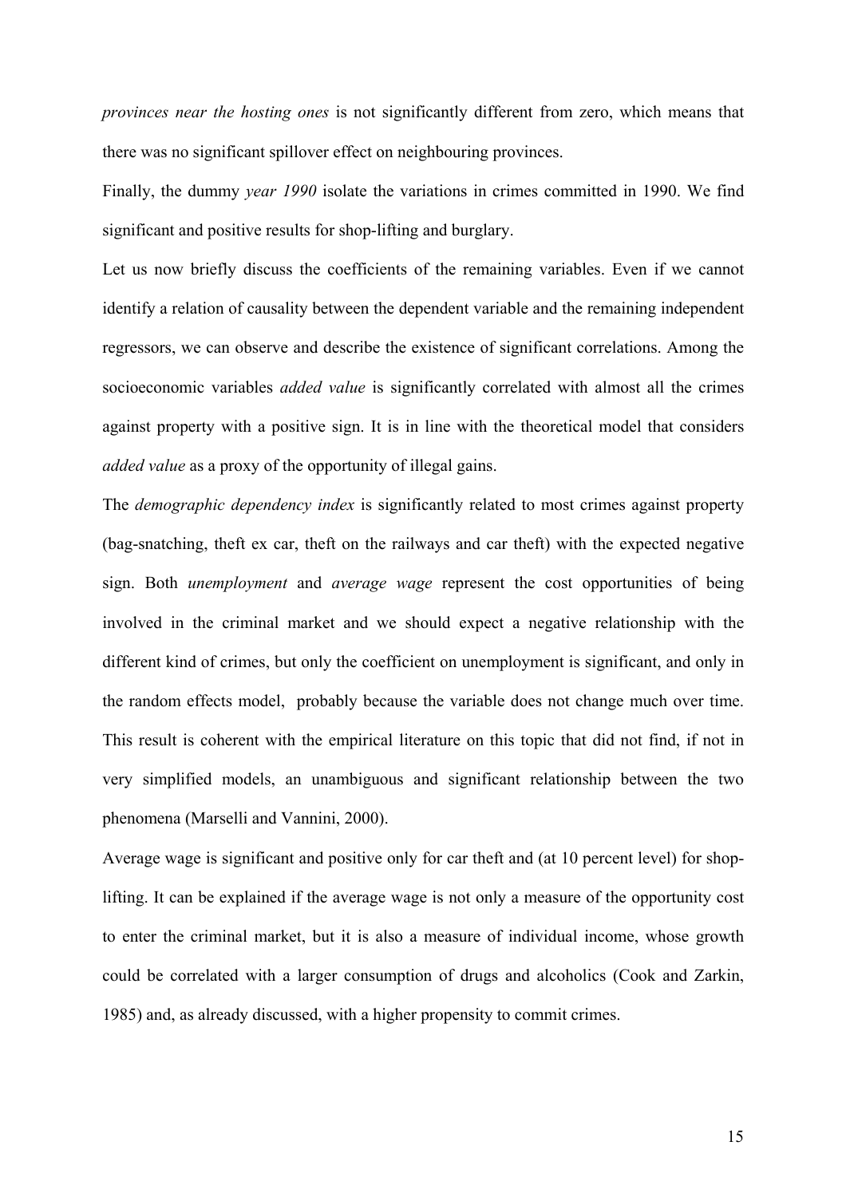*provinces near the hosting ones* is not significantly different from zero, which means that there was no significant spillover effect on neighbouring provinces.

Finally, the dummy *year 1990* isolate the variations in crimes committed in 1990. We find significant and positive results for shop-lifting and burglary.

Let us now briefly discuss the coefficients of the remaining variables. Even if we cannot identify a relation of causality between the dependent variable and the remaining independent regressors, we can observe and describe the existence of significant correlations. Among the socioeconomic variables *added value* is significantly correlated with almost all the crimes against property with a positive sign. It is in line with the theoretical model that considers *added value* as a proxy of the opportunity of illegal gains.

The *demographic dependency index* is significantly related to most crimes against property (bag-snatching, theft ex car, theft on the railways and car theft) with the expected negative sign. Both *unemployment* and *average wage* represent the cost opportunities of being involved in the criminal market and we should expect a negative relationship with the different kind of crimes, but only the coefficient on unemployment is significant, and only in the random effects model, probably because the variable does not change much over time. This result is coherent with the empirical literature on this topic that did not find, if not in very simplified models, an unambiguous and significant relationship between the two phenomena (Marselli and Vannini, 2000).

Average wage is significant and positive only for car theft and (at 10 percent level) for shop-lifting. It can be explained if the average wage is not only a measure of the opportunity cost to enter the criminal market, but it is also a measure of individual income, whose growth could be correlated with a larger consumption of drugs and alcoholics (Cook and Zarkin, 1985) and, as already discussed, with a higher propensity to commit crimes.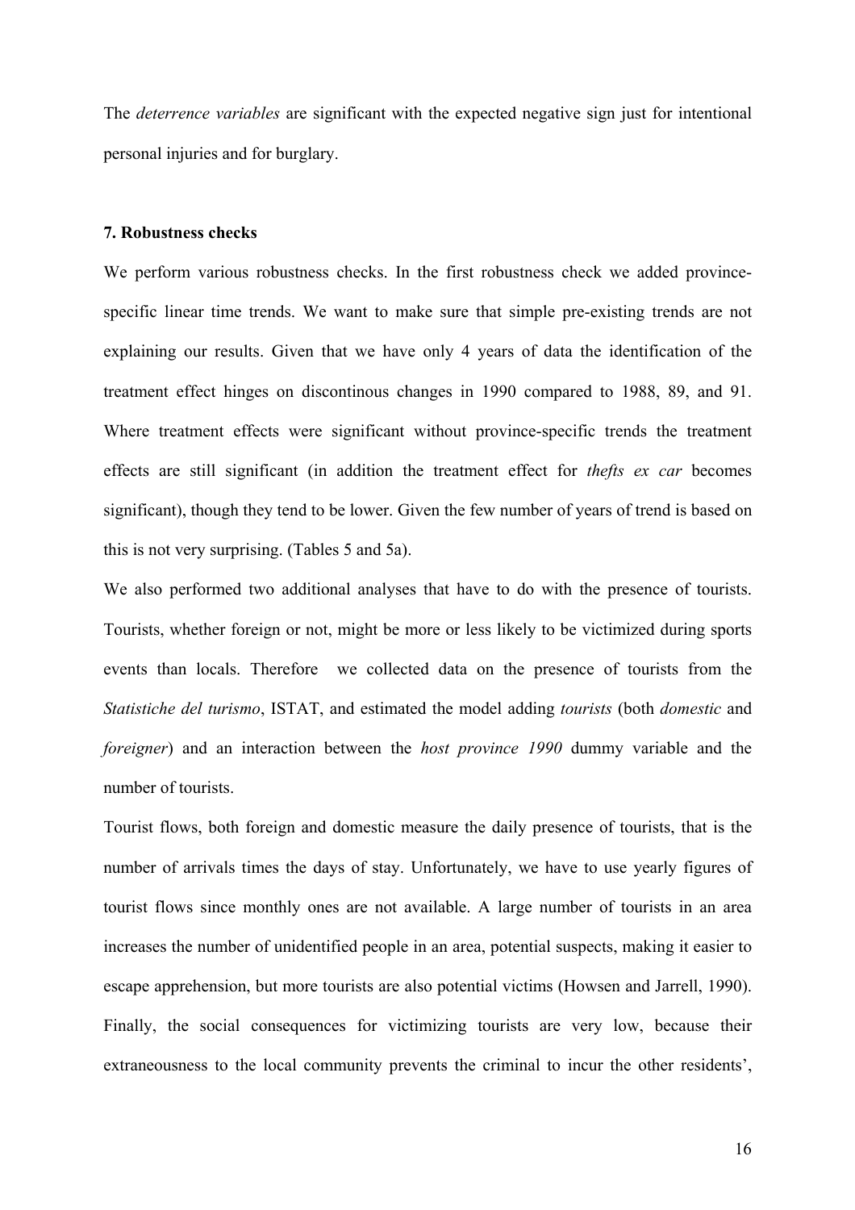The *deterrence variables* are significant with the expected negative sign just for intentional personal injuries and for burglary.

### 7. Robustness checks

We perform various robustness checks. In the first robustness check we added province-specific linear time trends. We want to make sure that simple pre-existing trends are not explaining our results. Given that we have only 4 years of data the identification of the treatment effect hinges on discontinous changes in 1990 compared to 1988, 89, and 91. Where treatment effects were significant without province-specific trends the treatment effects are still significant (in addition the treatment effect for *thefts ex car* becomes significant), though they tend to be lower. Given the few number of years of trend is based on this is not very surprising. (Tables 5 and 5a).

We also performed two additional analyses that have to do with the presence of tourists. Tourists, whether foreign or not, might be more or less likely to be victimized during sports events than locals. Therefore we collected data on the presence of tourists from the *Statistiche del turismo*, ISTAT, and estimated the model adding *tourists* (both *domestic* and *foreigner*) and an interaction between the *host province 1990* dummy variable and the number of tourists.

Tourist flows, both foreign and domestic measure the daily presence of tourists, that is the number of arrivals times the days of stay. Unfortunately, we have to use yearly figures of tourist flows since monthly ones are not available. A large number of tourists in an area increases the number of unidentified people in an area, potential suspects, making it easier to escape apprehension, but more tourists are also potential victims (Howsen and Jarrell, 1990). Finally, the social consequences for victimizing tourists are very low, because their extraneousness to the local community prevents the criminal to incur the other residents',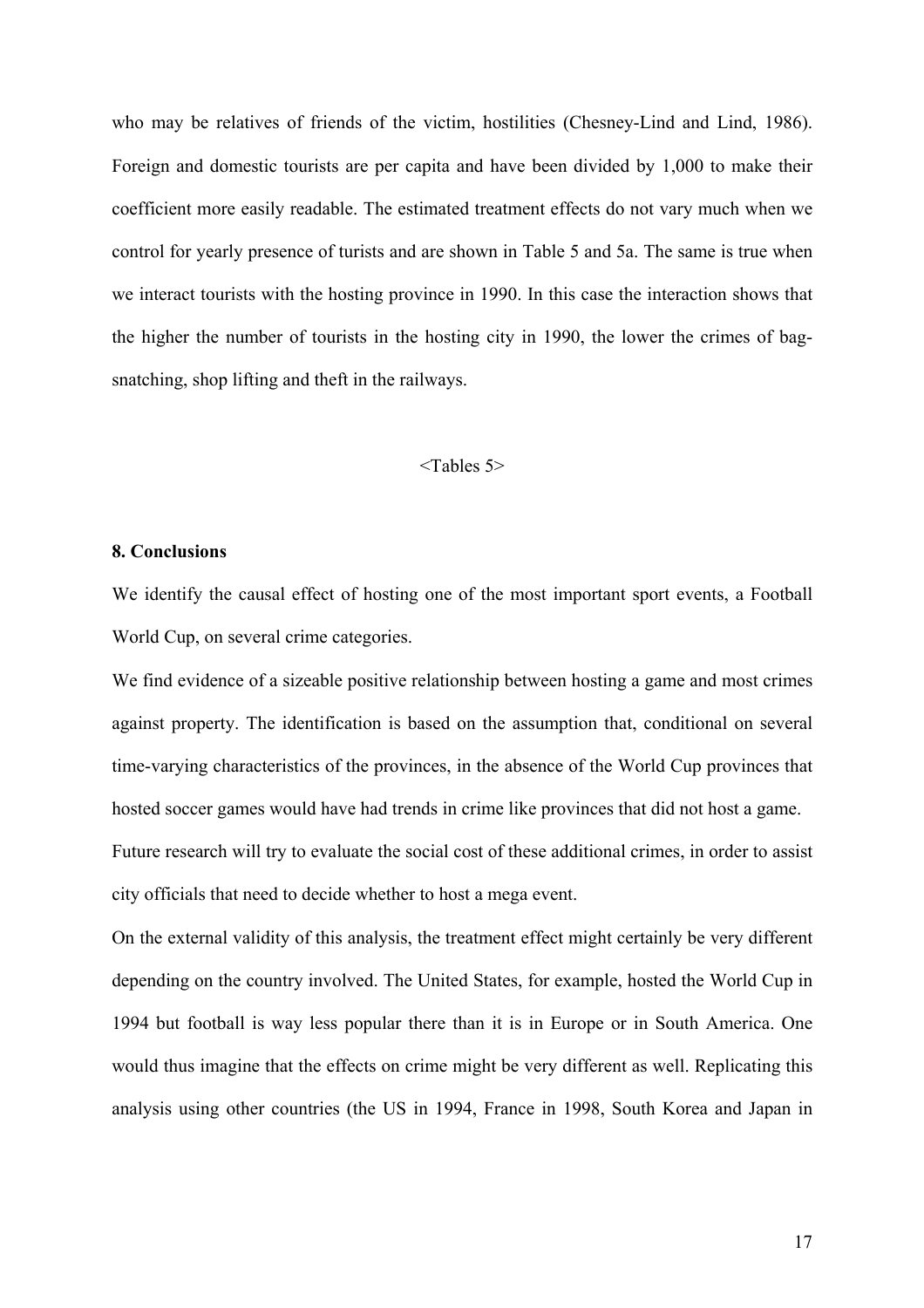who may be relatives of friends of the victim, hostilities (Chesney-Lind and Lind, 1986). Foreign and domestic tourists are per capita and have been divided by 1,000 to make their coefficient more easily readable. The estimated treatment effects do not vary much when we control for yearly presence of turists and are shown in Table 5 and 5a. The same is true when we interact tourists with the hosting province in 1990. In this case the interaction shows that the higher the number of tourists in the hosting city in 1990, the lower the crimes of bag-snatching, shop lifting and theft in the railways.

<Tables 5>

**8. Conclusions**

We identify the causal effect of hosting one of the most important sport events, a Football World Cup, on several crime categories.

We find evidence of a sizeable positive relationship between hosting a game and most crimes against property. The identification is based on the assumption that, conditional on several time-varying characteristics of the provinces, in the absence of the World Cup provinces that hosted soccer games would have had trends in crime like provinces that did not host a game.

Future research will try to evaluate the social cost of these additional crimes, in order to assist city officials that need to decide whether to host a mega event.

On the external validity of this analysis, the treatment effect might certainly be very different depending on the country involved. The United States, for example, hosted the World Cup in 1994 but football is way less popular there than it is in Europe or in South America. One would thus imagine that the effects on crime might be very different as well. Replicating this analysis using other countries (the US in 1994, France in 1998, South Korea and Japan in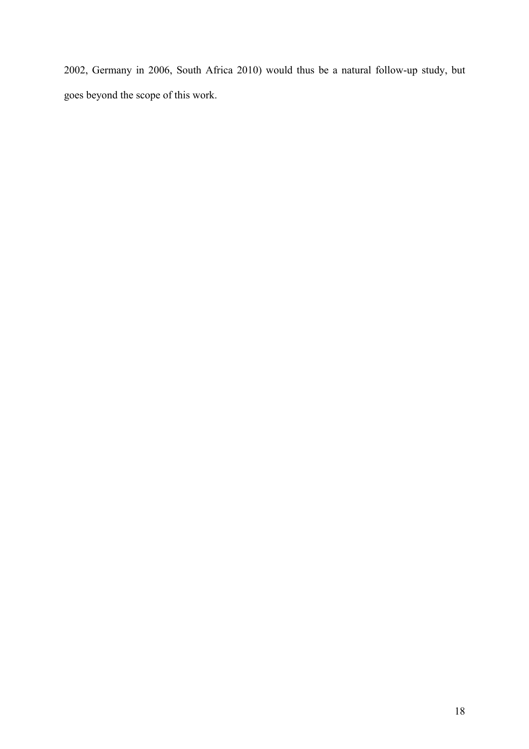2002, Germany in 2006, South Africa 2010) would thus be a natural follow-up study, but goes beyond the scope of this work.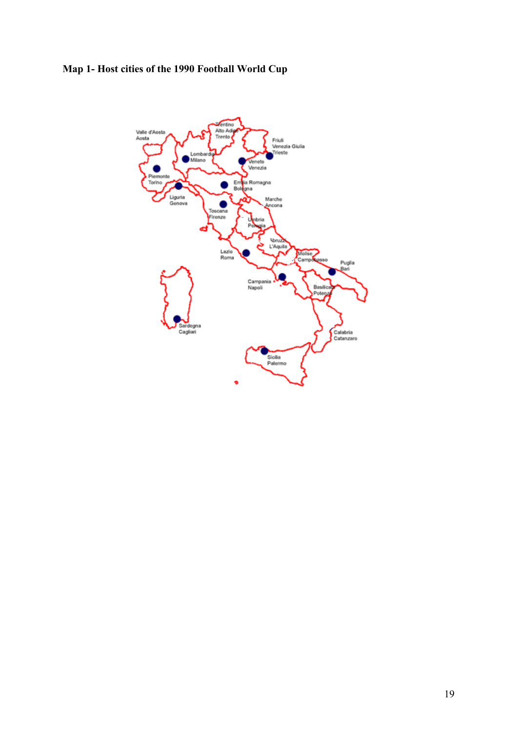**Map 1- Host cities of the 1990 Football World Cup**

Valle d'Aosta
Aosta

Trentino
Alto Adige
Trento

Friuli
Venezia Giulia
Trieste

Lombardia
Milano

Veneto
Venezia

Piemonte
Torino

Emilia Romagna
Bologna

Liguria
Genova

Marche
Ancona

Toscana
Firenze

Umbria
Perugia

Abruzzo
L'Aquila

Molise
Campobasso

Lazio
Roma

Puglia
Bari

Campania
Napoli

Basilicata
Potenza

Sardegna
Cagliari

Calabria
Catanzaro

Sicilia
Palermo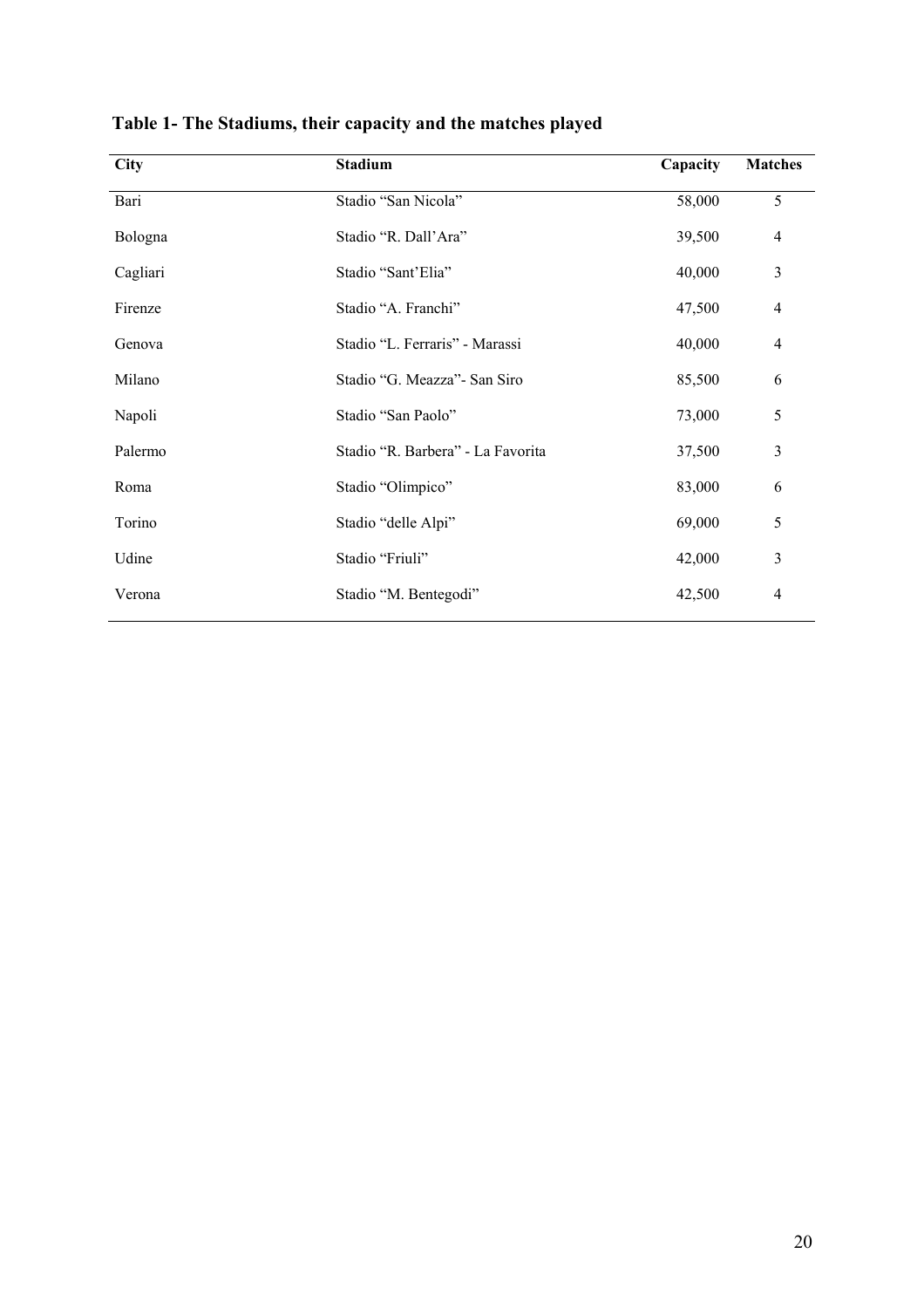**Table 1- The Stadiums, their capacity and the matches played**

| City | Stadium | Capacity | Matches |
|---|---|---:|---:|
| Bari | Stadio “San Nicola” | 58,000 | 5 |
| Bologna | Stadio “R. Dall’Ara” | 39,500 | 4 |
| Cagliari | Stadio “Sant’Elia” | 40,000 | 3 |
| Firenze | Stadio “A. Franchi” | 47,500 | 4 |
| Genova | Stadio “L. Ferraris” - Marassi | 40,000 | 4 |
| Milano | Stadio “G. Meazza”- San Siro | 85,500 | 6 |
| Napoli | Stadio “San Paolo” | 73,000 | 5 |
| Palermo | Stadio “R. Barbera” - La Favorita | 37,500 | 3 |
| Roma | Stadio “Olimpico” | 83,000 | 6 |
| Torino | Stadio “delle Alpi” | 69,000 | 5 |
| Udine | Stadio “Friuli” | 42,000 | 3 |
| Verona | Stadio “M. Bentegodi” | 42,500 | 4 |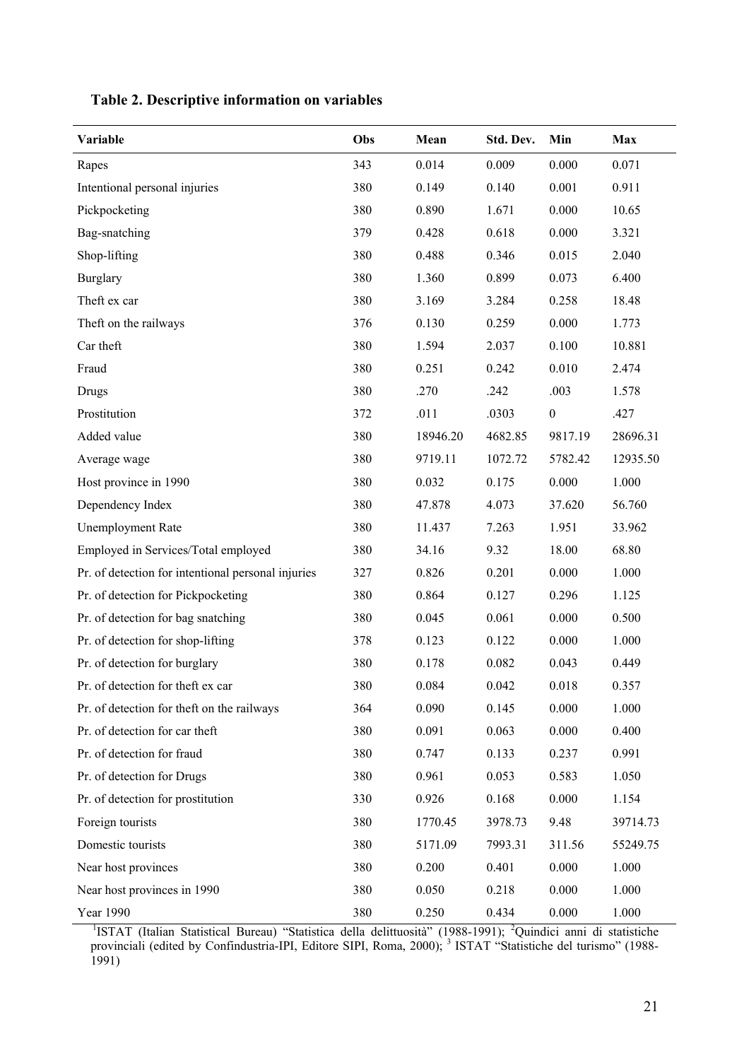**Table 2. Descriptive information on variables**

| Variable | Obs | Mean | Std. Dev. | Min | Max |
|---|---|---|---|---|---|
| Rapes | 343 | 0.014 | 0.009 | 0.000 | 0.071 |
| Intentional personal injuries | 380 | 0.149 | 0.140 | 0.001 | 0.911 |
| Pickpocketing | 380 | 0.890 | 1.671 | 0.000 | 10.65 |
| Bag-snatching | 379 | 0.428 | 0.618 | 0.000 | 3.321 |
| Shop-lifting | 380 | 0.488 | 0.346 | 0.015 | 2.040 |
| Burglary | 380 | 1.360 | 0.899 | 0.073 | 6.400 |
| Theft ex car | 380 | 3.169 | 3.284 | 0.258 | 18.48 |
| Theft on the railways | 376 | 0.130 | 0.259 | 0.000 | 1.773 |
| Car theft | 380 | 1.594 | 2.037 | 0.100 | 10.881 |
| Fraud | 380 | 0.251 | 0.242 | 0.010 | 2.474 |
| Drugs | 380 | .270 | .242 | .003 | 1.578 |
| Prostitution | 372 | .011 | .0303 | 0 | .427 |
| Added value | 380 | 18946.20 | 4682.85 | 9817.19 | 28696.31 |
| Average wage | 380 | 9719.11 | 1072.72 | 5782.42 | 12935.50 |
| Host province in 1990 | 380 | 0.032 | 0.175 | 0.000 | 1.000 |
| Dependency Index | 380 | 47.878 | 4.073 | 37.620 | 56.760 |
| Unemployment Rate | 380 | 11.437 | 7.263 | 1.951 | 33.962 |
| Employed in Services/Total employed | 380 | 34.16 | 9.32 | 18.00 | 68.80 |
| Pr. of detection for intentional personal injuries | 327 | 0.826 | 0.201 | 0.000 | 1.000 |
| Pr. of detection for Pickpocketing | 380 | 0.864 | 0.127 | 0.296 | 1.125 |
| Pr. of detection for bag snatching | 380 | 0.045 | 0.061 | 0.000 | 0.500 |
| Pr. of detection for shop-lifting | 378 | 0.123 | 0.122 | 0.000 | 1.000 |
| Pr. of detection for burglary | 380 | 0.178 | 0.082 | 0.043 | 0.449 |
| Pr. of detection for theft ex car | 380 | 0.084 | 0.042 | 0.018 | 0.357 |
| Pr. of detection for theft on the railways | 364 | 0.090 | 0.145 | 0.000 | 1.000 |
| Pr. of detection for car theft | 380 | 0.091 | 0.063 | 0.000 | 0.400 |
| Pr. of detection for fraud | 380 | 0.747 | 0.133 | 0.237 | 0.991 |
| Pr. of detection for Drugs | 380 | 0.961 | 0.053 | 0.583 | 1.050 |
| Pr. of detection for prostitution | 330 | 0.926 | 0.168 | 0.000 | 1.154 |
| Foreign tourists | 380 | 1770.45 | 3978.73 | 9.48 | 39714.73 |
| Domestic tourists | 380 | 5171.09 | 7993.31 | 311.56 | 55249.75 |
| Near host provinces | 380 | 0.200 | 0.401 | 0.000 | 1.000 |
| Near host provinces in 1990 | 380 | 0.050 | 0.218 | 0.000 | 1.000 |
| Year 1990 | 380 | 0.250 | 0.434 | 0.000 | 1.000 |

[1]ISTAT (Italian Statistical Bureau) "Statistica della delittuosità" (1988-1991); [2]Quindici anni di statistiche provinciali (edited by Confindustria-IPI, Editore SIPI, Roma, 2000); [3] ISTAT "Statistiche del turismo" (1988-1991)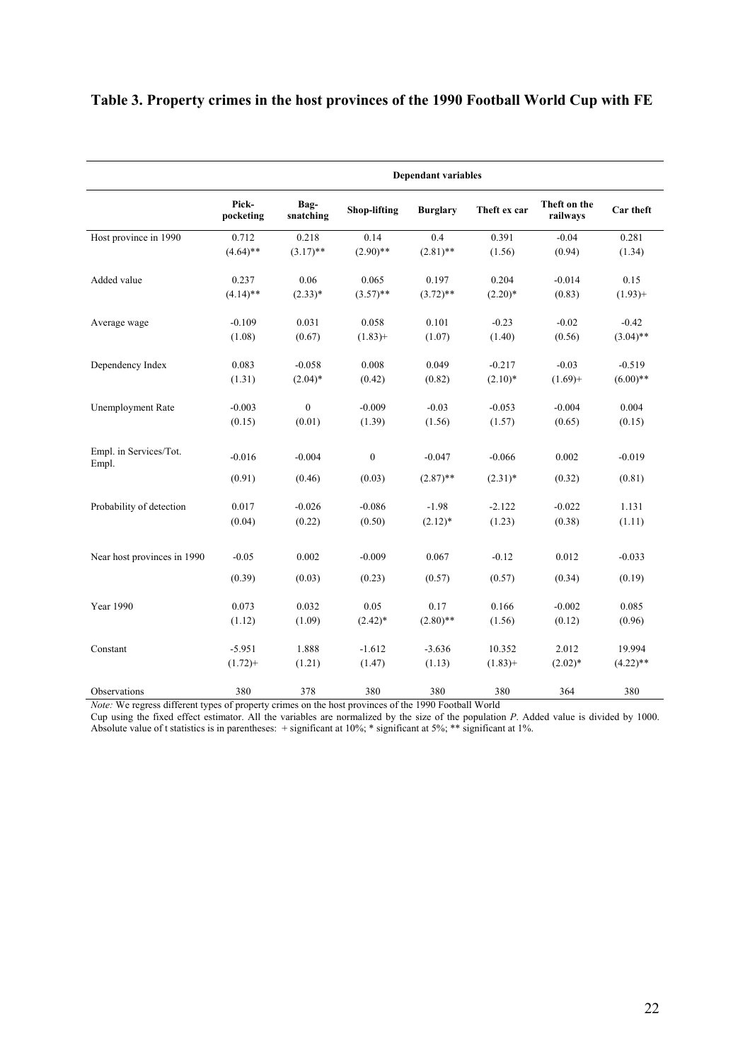**Table 3. Property crimes in the host provinces of the 1990 Football World Cup with FE**

| | Dependant variables | | | | | | |
|---|---|---|---|---|---|---|---|
| | Pick-pocketing | Bag-snatching | Shop-lifting | Burglary | Theft ex car | Theft on the railways | Car theft |
| Host province in 1990 | 0.712 | 0.218 | 0.14 | 0.4 | 0.391 | -0.04 | 0.281 |
| | (4.64)** | (3.17)** | (2.90)** | (2.81)** | (1.56) | (0.94) | (1.34) |
| Added value | 0.237 | 0.06 | 0.065 | 0.197 | 0.204 | -0.014 | 0.15 |
| | (4.14)** | (2.33)* | (3.57)** | (3.72)** | (2.20)* | (0.83) | (1.93)+ |
| Average wage | -0.109 | 0.031 | 0.058 | 0.101 | -0.23 | -0.02 | -0.42 |
| | (1.08) | (0.67) | (1.83)+ | (1.07) | (1.40) | (0.56) | (3.04)** |
| Dependency Index | 0.083 | -0.058 | 0.008 | 0.049 | -0.217 | -0.03 | -0.519 |
| | (1.31) | (2.04)* | (0.42) | (0.82) | (2.10)* | (1.69)+ | (6.00)** |
| Unemployment Rate | -0.003 | 0 | -0.009 | -0.03 | -0.053 | -0.004 | 0.004 |
| | (0.15) | (0.01) | (1.39) | (1.56) | (1.57) | (0.65) | (0.15) |
| Empl. in Services/Tot. Empl. | -0.016 | -0.004 | 0 | -0.047 | -0.066 | 0.002 | -0.019 |
| | (0.91) | (0.46) | (0.03) | (2.87)** | (2.31)* | (0.32) | (0.81) |
| Probability of detection | 0.017 | -0.026 | -0.086 | -1.98 | -2.122 | -0.022 | 1.131 |
| | (0.04) | (0.22) | (0.50) | (2.12)* | (1.23) | (0.38) | (1.11) |
| Near host provinces in 1990 | -0.05 | 0.002 | -0.009 | 0.067 | -0.12 | 0.012 | -0.033 |
| | (0.39) | (0.03) | (0.23) | (0.57) | (0.57) | (0.34) | (0.19) |
| Year 1990 | 0.073 | 0.032 | 0.05 | 0.17 | 0.166 | -0.002 | 0.085 |
| | (1.12) | (1.09) | (2.42)* | (2.80)** | (1.56) | (0.12) | (0.96) |
| Constant | -5.951 | 1.888 | -1.612 | -3.636 | 10.352 | 2.012 | 19.994 |
| | (1.72)+ | (1.21) | (1.47) | (1.13) | (1.83)+ | (2.02)* | (4.22)** |
| Observations | 380 | 378 | 380 | 380 | 380 | 364 | 380 |

*Note:* We regress different types of property crimes on the host provinces of the 1990 Football World Cup using the fixed effect estimator. All the variables are normalized by the size of the population *P*. Added value is divided by 1000. Absolute value of t statistics is in parentheses: + significant at 10%; * significant at 5%; ** significant at 1%.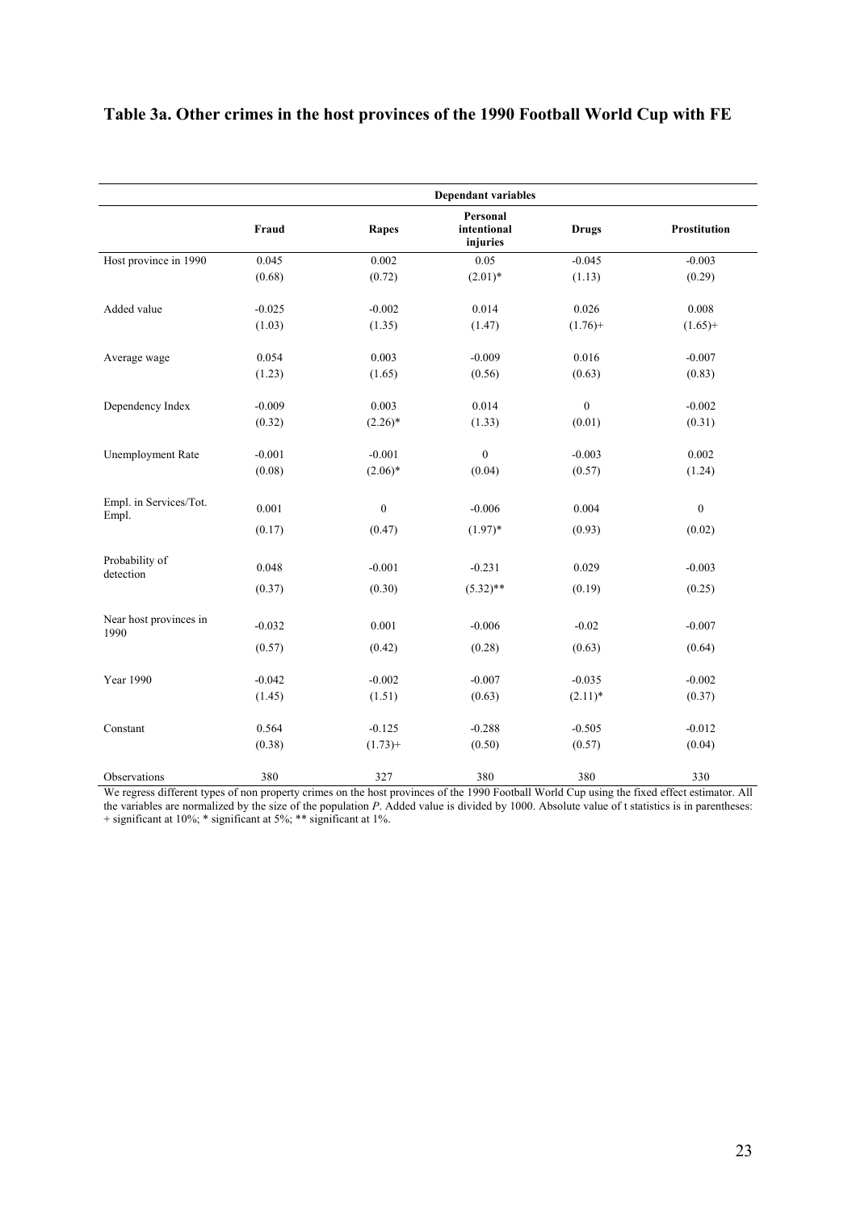# Table 3a. Other crimes in the host provinces of the 1990 Football World Cup with FE

| | Dependant variables | | | | |
|---|---|---|---|---|---|
| | **Fraud** | **Rapes** | **Personal intentional injuries** | **Drugs** | **Prostitution** |
| Host province in 1990 | 0.045 | 0.002 | 0.05 | -0.045 | -0.003 |
| | (0.68) | (0.72) | (2.01)* | (1.13) | (0.29) |
| Added value | -0.025 | -0.002 | 0.014 | 0.026 | 0.008 |
| | (1.03) | (1.35) | (1.47) | (1.76)+ | (1.65)+ |
| Average wage | 0.054 | 0.003 | -0.009 | 0.016 | -0.007 |
| | (1.23) | (1.65) | (0.56) | (0.63) | (0.83) |
| Dependency Index | -0.009 | 0.003 | 0.014 | 0 | -0.002 |
| | (0.32) | (2.26)* | (1.33) | (0.01) | (0.31) |
| Unemployment Rate | -0.001 | -0.001 | 0 | -0.003 | 0.002 |
| | (0.08) | (2.06)* | (0.04) | (0.57) | (1.24) |
| Empl. in Services/Tot. Empl. | 0.001 | 0 | -0.006 | 0.004 | 0 |
| | (0.17) | (0.47) | (1.97)* | (0.93) | (0.02) |
| Probability of detection | 0.048 | -0.001 | -0.231 | 0.029 | -0.003 |
| | (0.37) | (0.30) | (5.32)** | (0.19) | (0.25) |
| Near host provinces in 1990 | -0.032 | 0.001 | -0.006 | -0.02 | -0.007 |
| | (0.57) | (0.42) | (0.28) | (0.63) | (0.64) |
| Year 1990 | -0.042 | -0.002 | -0.007 | -0.035 | -0.002 |
| | (1.45) | (1.51) | (0.63) | (2.11)* | (0.37) |
| Constant | 0.564 | -0.125 | -0.288 | -0.505 | -0.012 |
| | (0.38) | (1.73)+ | (0.50) | (0.57) | (0.04) |
| Observations | 380 | 327 | 380 | 380 | 330 |

We regress different types of non property crimes on the host provinces of the 1990 Football World Cup using the fixed effect estimator. All the variables are normalized by the size of the population *P*. Added value is divided by 1000. Absolute value of t statistics is in parentheses: + significant at 10%; * significant at 5%; ** significant at 1%.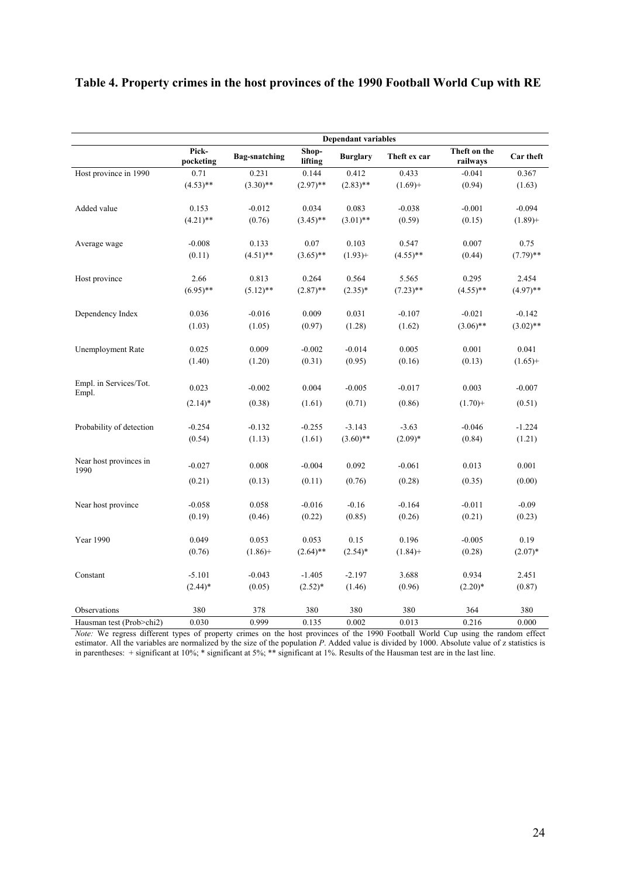**Table 4. Property crimes in the host provinces of the 1990 Football World Cup with RE**

| | Dependant variables | | | | | | |
|---|---|---|---|---|---|---|---|
| | Pick-pocketing | Bag-snatching | Shop-lifting | Burglary | Theft ex car | Theft on the railways | Car theft |
| Host province in 1990 | 0.71 | 0.231 | 0.144 | 0.412 | 0.433 | -0.041 | 0.367 |
| | (4.53)** | (3.30)** | (2.97)** | (2.83)** | (1.69)+ | (0.94) | (1.63) |
| Added value | 0.153 | -0.012 | 0.034 | 0.083 | -0.038 | -0.001 | -0.094 |
| | (4.21)** | (0.76) | (3.45)** | (3.01)** | (0.59) | (0.15) | (1.89)+ |
| Average wage | -0.008 | 0.133 | 0.07 | 0.103 | 0.547 | 0.007 | 0.75 |
| | (0.11) | (4.51)** | (3.65)** | (1.93)+ | (4.55)** | (0.44) | (7.79)** |
| Host province | 2.66 | 0.813 | 0.264 | 0.564 | 5.565 | 0.295 | 2.454 |
| | (6.95)** | (5.12)** | (2.87)** | (2.35)* | (7.23)** | (4.55)** | (4.97)** |
| Dependency Index | 0.036 | -0.016 | 0.009 | 0.031 | -0.107 | -0.021 | -0.142 |
| | (1.03) | (1.05) | (0.97) | (1.28) | (1.62) | (3.06)** | (3.02)** |
| Unemployment Rate | 0.025 | 0.009 | -0.002 | -0.014 | 0.005 | 0.001 | 0.041 |
| | (1.40) | (1.20) | (0.31) | (0.95) | (0.16) | (0.13) | (1.65)+ |
| Empl. in Services/Tot. Empl. | 0.023 | -0.002 | 0.004 | -0.005 | -0.017 | 0.003 | -0.007 |
| | (2.14)* | (0.38) | (1.61) | (0.71) | (0.86) | (1.70)+ | (0.51) |
| Probability of detection | -0.254 | -0.132 | -0.255 | -3.143 | -3.63 | -0.046 | -1.224 |
| | (0.54) | (1.13) | (1.61) | (3.60)** | (2.09)* | (0.84) | (1.21) |
| Near host provinces in 1990 | -0.027 | 0.008 | -0.004 | 0.092 | -0.061 | 0.013 | 0.001 |
| | (0.21) | (0.13) | (0.11) | (0.76) | (0.28) | (0.35) | (0.00) |
| Near host province | -0.058 | 0.058 | -0.016 | -0.16 | -0.164 | -0.011 | -0.09 |
| | (0.19) | (0.46) | (0.22) | (0.85) | (0.26) | (0.21) | (0.23) |
| Year 1990 | 0.049 | 0.053 | 0.053 | 0.15 | 0.196 | -0.005 | 0.19 |
| | (0.76) | (1.86)+ | (2.64)** | (2.54)* | (1.84)+ | (0.28) | (2.07)* |
| Constant | -5.101 | -0.043 | -1.405 | -2.197 | 3.688 | 0.934 | 2.451 |
| | (2.44)* | (0.05) | (2.52)* | (1.46) | (0.96) | (2.20)* | (0.87) |
| Observations | 380 | 378 | 380 | 380 | 380 | 364 | 380 |
| Hausman test (Prob>chi2) | 0.030 | 0.999 | 0.135 | 0.002 | 0.013 | 0.216 | 0.000 |

*Note:* We regress different types of property crimes on the host provinces of the 1990 Football World Cup using the random effect estimator. All the variables are normalized by the size of the population *P*. Added value is divided by 1000. Absolute value of z statistics is in parentheses: + significant at 10%; * significant at 5%; ** significant at 1%. Results of the Hausman test are in the last line.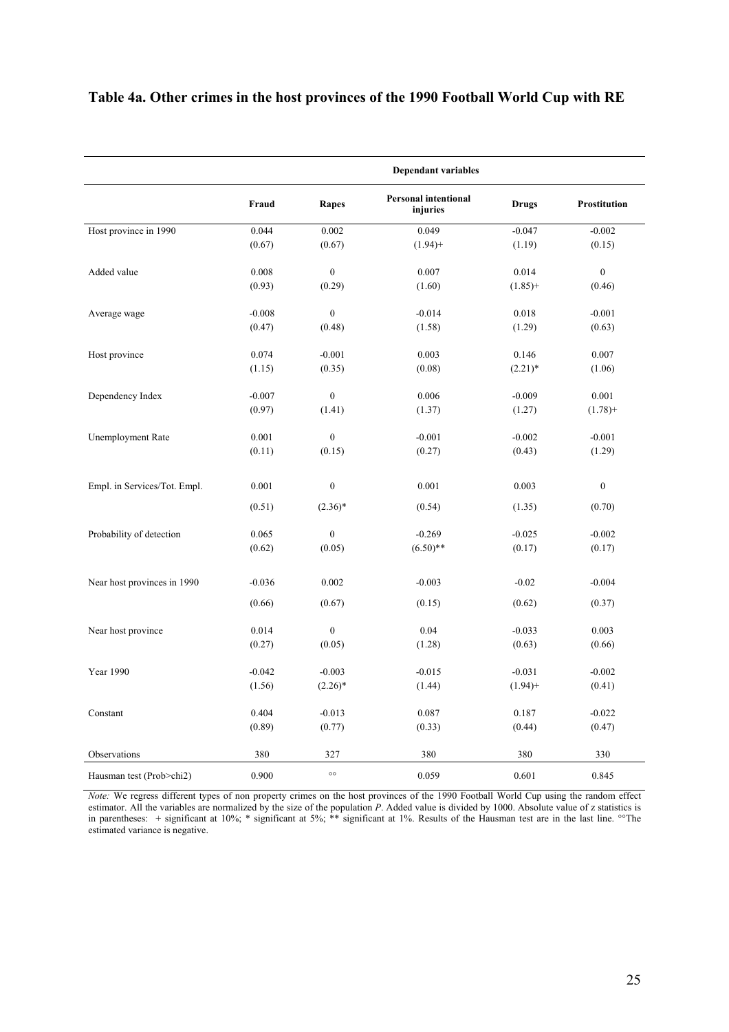**Table 4a. Other crimes in the host provinces of the 1990 Football World Cup with RE**

| | Dependant variables | | | | |
|---|---|---|---|---|---|
| | Fraud | Rapes | Personal intentional injuries | Drugs | Prostitution |
| Host province in 1990 | 0.044 | 0.002 | 0.049 | -0.047 | -0.002 |
| | (0.67) | (0.67) | (1.94)+ | (1.19) | (0.15) |
| Added value | 0.008 | 0 | 0.007 | 0.014 | 0 |
| | (0.93) | (0.29) | (1.60) | (1.85)+ | (0.46) |
| Average wage | -0.008 | 0 | -0.014 | 0.018 | -0.001 |
| | (0.47) | (0.48) | (1.58) | (1.29) | (0.63) |
| Host province | 0.074 | -0.001 | 0.003 | 0.146 | 0.007 |
| | (1.15) | (0.35) | (0.08) | (2.21)* | (1.06) |
| Dependency Index | -0.007 | 0 | 0.006 | -0.009 | 0.001 |
| | (0.97) | (1.41) | (1.37) | (1.27) | (1.78)+ |
| Unemployment Rate | 0.001 | 0 | -0.001 | -0.002 | -0.001 |
| | (0.11) | (0.15) | (0.27) | (0.43) | (1.29) |
| Empl. in Services/Tot. Empl. | 0.001 | 0 | 0.001 | 0.003 | 0 |
| | (0.51) | (2.36)* | (0.54) | (1.35) | (0.70) |
| Probability of detection | 0.065 | 0 | -0.269 | -0.025 | -0.002 |
| | (0.62) | (0.05) | (6.50)** | (0.17) | (0.17) |
| Near host provinces in 1990 | -0.036 | 0.002 | -0.003 | -0.02 | -0.004 |
| | (0.66) | (0.67) | (0.15) | (0.62) | (0.37) |
| Near host province | 0.014 | 0 | 0.04 | -0.033 | 0.003 |
| | (0.27) | (0.05) | (1.28) | (0.63) | (0.66) |
| Year 1990 | -0.042 | -0.003 | -0.015 | -0.031 | -0.002 |
| | (1.56) | (2.26)* | (1.44) | (1.94)+ | (0.41) |
| Constant | 0.404 | -0.013 | 0.087 | 0.187 | -0.022 |
| | (0.89) | (0.77) | (0.33) | (0.44) | (0.47) |
| Observations | 380 | 327 | 380 | 380 | 330 |
| Hausman test (Prob>chi2) | 0.900 | °° | 0.059 | 0.601 | 0.845 |

*Note:* We regress different types of non property crimes on the host provinces of the 1990 Football World Cup using the random effect estimator. All the variables are normalized by the size of the population *P*. Added value is divided by 1000. Absolute value of z statistics is in parentheses: + significant at 10%; * significant at 5%; ** significant at 1%. Results of the Hausman test are in the last line. °°The estimated variance is negative.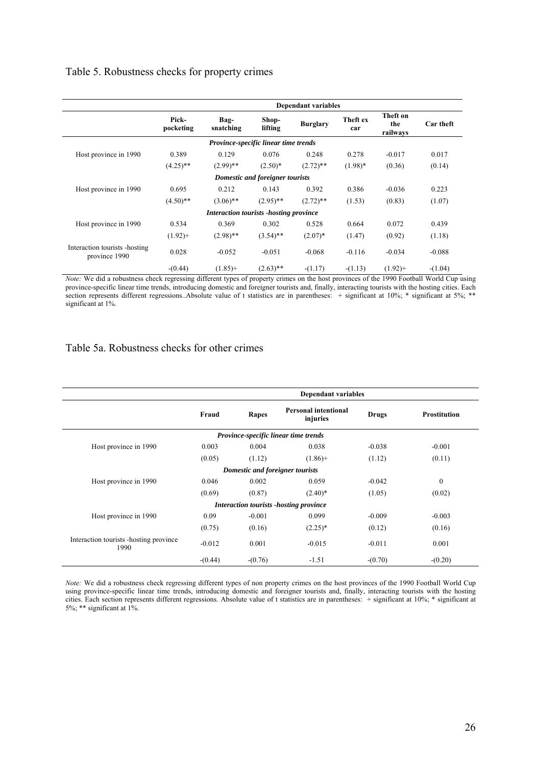## Table 5. Robustness checks for property crimes

| | Dependant variables | | | | | | |
|---|---|---|---|---|---|---|---|
| | Pick-pocketing | Bag-snatching | Shop-lifting | Burglary | Theft ex car | Theft on the railways | Car theft |
| | *Province-specific linear time trends* | | | | | | |
| Host province in 1990 | 0.389 | 0.129 | 0.076 | 0.248 | 0.278 | -0.017 | 0.017 |
| | (4.25)** | (2.99)** | (2.50)* | (2.72)** | (1.98)* | (0.36) | (0.14) |
| | *Domestic and foreigner tourists* | | | | | | |
| Host province in 1990 | 0.695 | 0.212 | 0.143 | 0.392 | 0.386 | -0.036 | 0.223 |
| | (4.50)** | (3.06)** | (2.95)** | (2.72)** | (1.53) | (0.83) | (1.07) |
| | *Interaction tourists -hosting province* | | | | | | |
| Host province in 1990 | 0.534 | 0.369 | 0.302 | 0.528 | 0.664 | 0.072 | 0.439 |
| | (1.92)+ | (2.98)** | (3.54)** | (2.07)* | (1.47) | (0.92) | (1.18) |
| Interaction tourists -hosting province 1990 | 0.028 | -0.052 | -0.051 | -0.068 | -0.116 | -0.034 | -0.088 |
| | -(0.44) | (1.85)+ | (2.63)** | -(1.17) | -(1.13) | (1.92)+ | -(1.04) |

*Note:* We did a robustness check regressing different types of property crimes on the host provinces of the 1990 Football World Cup using province-specific linear time trends, introducing domestic and foreigner tourists and, finally, interacting tourists with the hosting cities. Each section represents different regressions..Absolute value of t statistics are in parentheses: + significant at 10%; * significant at 5%; ** significant at 1%.

## Table 5a. Robustness checks for other crimes

| | Dependant variables | | | | |
|---|---|---|---|---|---|
| | Fraud | Rapes | Personal intentional injuries | Drugs | Prostitution |
| | *Province-specific linear time trends* | | | | |
| Host province in 1990 | 0.003 | 0.004 | 0.038 | -0.038 | -0.001 |
| | (0.05) | (1.12) | (1.86)+ | (1.12) | (0.11) |
| | *Domestic and foreigner tourists* | | | | |
| Host province in 1990 | 0.046 | 0.002 | 0.059 | -0.042 | 0 |
| | (0.69) | (0.87) | (2.40)* | (1.05) | (0.02) |
| | *Interaction tourists -hosting province* | | | | |
| Host province in 1990 | 0.09 | -0.001 | 0.099 | -0.009 | -0.003 |
| | (0.75) | (0.16) | (2.25)* | (0.12) | (0.16) |
| Interaction tourists -hosting province 1990 | -0.012 | 0.001 | -0.015 | -0.011 | 0.001 |
| | -(0.44) | -(0.76) | -1.51 | -(0.70) | -(0.20) |

*Note:* We did a robustness check regressing different types of non property crimes on the host provinces of the 1990 Football World Cup using province-specific linear time trends, introducing domestic and foreigner tourists and, finally, interacting tourists with the hosting cities. Each section represents different regressions. Absolute value of t statistics are in parentheses: + significant at 10%; * significant at 5%; ** significant at 1%.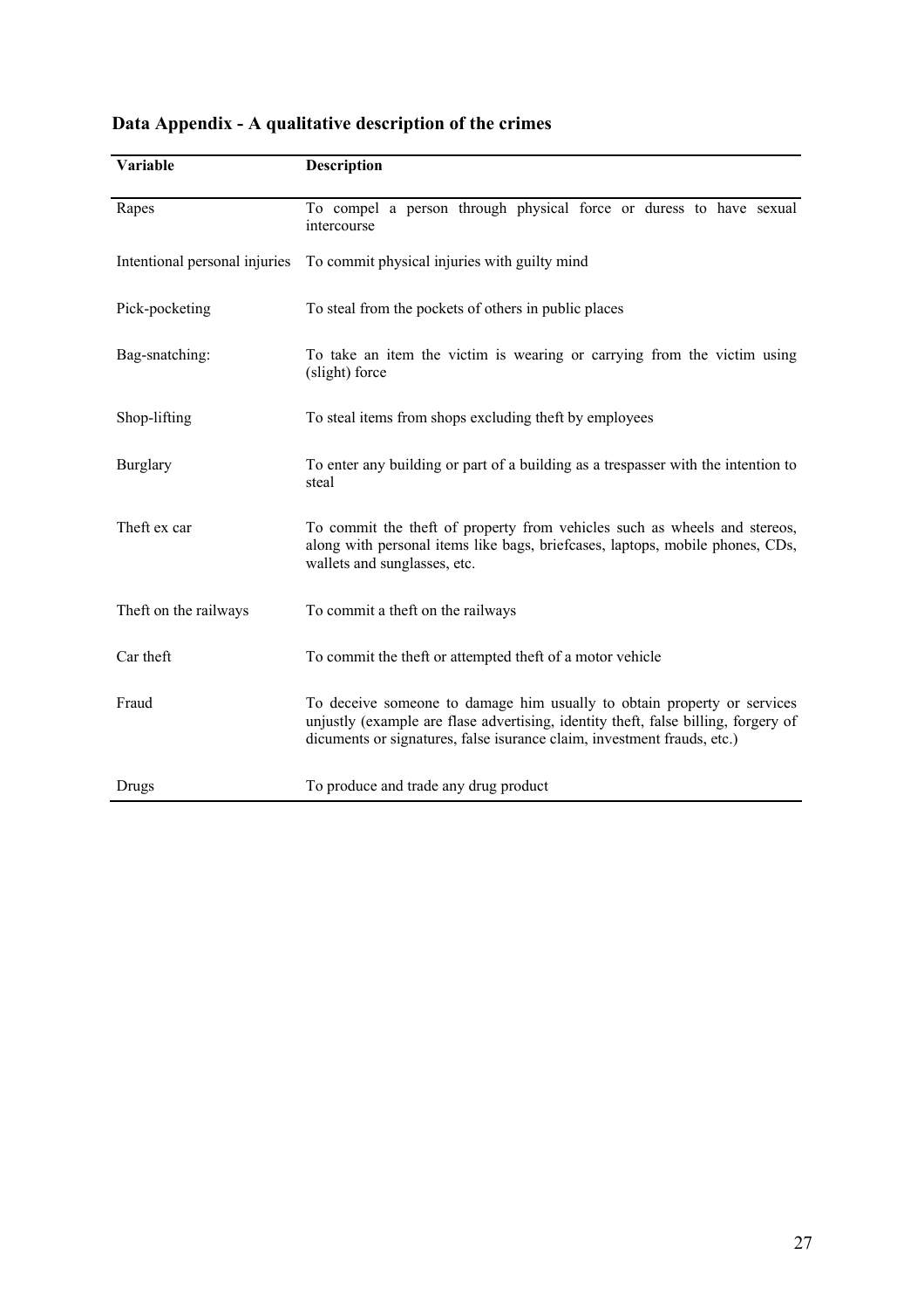## Data Appendix - A qualitative description of the crimes

| Variable | Description |
|---|---|
| Rapes | To compel a person through physical force or duress to have sexual intercourse |
| Intentional personal injuries | To commit physical injuries with guilty mind |
| Pick-pocketing | To steal from the pockets of others in public places |
| Bag-snatching: | To take an item the victim is wearing or carrying from the victim using (slight) force |
| Shop-lifting | To steal items from shops excluding theft by employees |
| Burglary | To enter any building or part of a building as a trespasser with the intention to steal |
| Theft ex car | To commit the theft of property from vehicles such as wheels and stereos, along with personal items like bags, briefcases, laptops, mobile phones, CDs, wallets and sunglasses, etc. |
| Theft on the railways | To commit a theft on the railways |
| Car theft | To commit the theft or attempted theft of a motor vehicle |
| Fraud | To deceive someone to damage him usually to obtain property or services unjustly (example are flase advertising, identity theft, false billing, forgery of dicuments or signatures, false isurance claim, investment frauds, etc.) |
| Drugs | To produce and trade any drug product |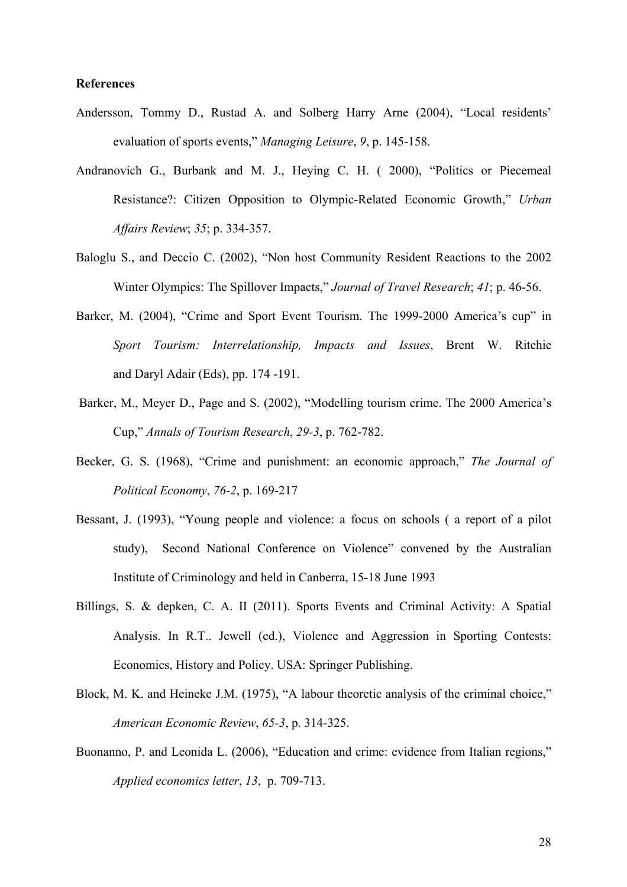**References**

Andersson, Tommy D., Rustad A. and Solberg Harry Arne (2004), "Local residents' evaluation of sports events," *Managing Leisure*, *9*, p. 145-158.

Andranovich G., Burbank and M. J., Heying C. H. ( 2000), "Politics or Piecemeal Resistance?: Citizen Opposition to Olympic-Related Economic Growth," *Urban Affairs Review*; *35*; p. 334-357.

Baloglu S., and Deccio C. (2002), "Non host Community Resident Reactions to the 2002 Winter Olympics: The Spillover Impacts," *Journal of Travel Research*; *41*; p. 46-56.

Barker, M. (2004), "Crime and Sport Event Tourism. The 1999-2000 America's cup" in *Sport Tourism: Interrelationship, Impacts and Issues*, Brent W. Ritchie and Daryl Adair (Eds), pp. 174 -191.

Barker, M., Meyer D., Page and S. (2002), "Modelling tourism crime. The 2000 America's Cup," *Annals of Tourism Research*, *29-3*, p. 762-782.

Becker, G. S. (1968), "Crime and punishment: an economic approach," *The Journal of Political Economy*, *76-2*, p. 169-217

Bessant, J. (1993), "Young people and violence: a focus on schools ( a report of a pilot study), Second National Conference on Violence" convened by the Australian Institute of Criminology and held in Canberra, 15-18 June 1993

Billings, S. & depken, C. A. II (2011). Sports Events and Criminal Activity: A Spatial Analysis. In R.T.. Jewell (ed.), Violence and Aggression in Sporting Contests: Economics, History and Policy. USA: Springer Publishing.

Block, M. K. and Heineke J.M. (1975), "A labour theoretic analysis of the criminal choice," *American Economic Review*, *65-3*, p. 314-325.

Buonanno, P. and Leonida L. (2006), "Education and crime: evidence from Italian regions," *Applied economics letter*, *13*, p. 709-713.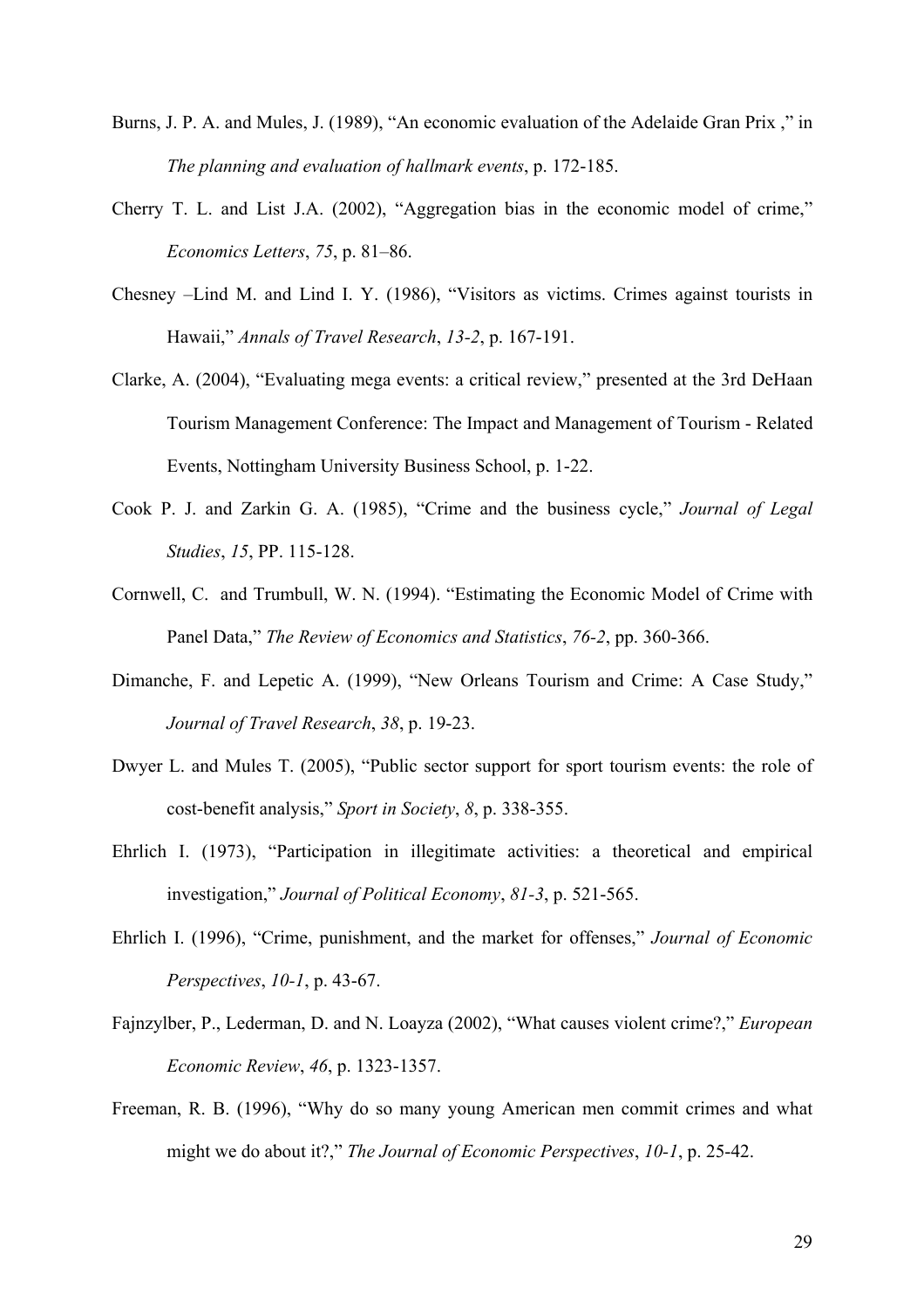Burns, J. P. A. and Mules, J. (1989), "An economic evaluation of the Adelaide Gran Prix ," in *The planning and evaluation of hallmark events*, p. 172-185.

Cherry T. L. and List J.A. (2002), "Aggregation bias in the economic model of crime," *Economics Letters*, *75*, p. 81–86.

Chesney –Lind M. and Lind I. Y. (1986), "Visitors as victims. Crimes against tourists in Hawaii," *Annals of Travel Research*, *13-2*, p. 167-191.

Clarke, A. (2004), "Evaluating mega events: a critical review," presented at the 3rd DeHaan Tourism Management Conference: The Impact and Management of Tourism - Related Events, Nottingham University Business School, p. 1-22.

Cook P. J. and Zarkin G. A. (1985), "Crime and the business cycle," *Journal of Legal Studies*, *15*, PP. 115-128.

Cornwell, C. and Trumbull, W. N. (1994). "Estimating the Economic Model of Crime with Panel Data," *The Review of Economics and Statistics*, *76-2*, pp. 360-366.

Dimanche, F. and Lepetic A. (1999), "New Orleans Tourism and Crime: A Case Study," *Journal of Travel Research*, *38*, p. 19-23.

Dwyer L. and Mules T. (2005), "Public sector support for sport tourism events: the role of cost-benefit analysis," *Sport in Society*, *8*, p. 338-355.

Ehrlich I. (1973), "Participation in illegitimate activities: a theoretical and empirical investigation," *Journal of Political Economy*, *81-3*, p. 521-565.

Ehrlich I. (1996), "Crime, punishment, and the market for offenses," *Journal of Economic Perspectives*, *10-1*, p. 43-67.

Fajnzylber, P., Lederman, D. and N. Loayza (2002), "What causes violent crime?," *European Economic Review*, *46*, p. 1323-1357.

Freeman, R. B. (1996), "Why do so many young American men commit crimes and what might we do about it?," *The Journal of Economic Perspectives*, *10-1*, p. 25-42.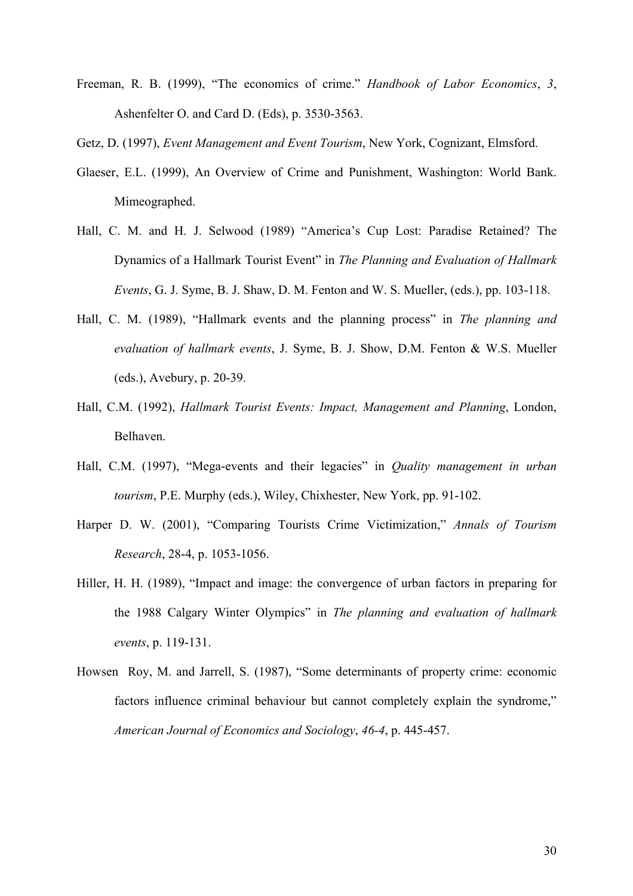Freeman, R. B. (1999), "The economics of crime." *Handbook of Labor Economics*, *3*, Ashenfelter O. and Card D. (Eds), p. 3530-3563.

Getz, D. (1997), *Event Management and Event Tourism*, New York, Cognizant, Elmsford.

Glaeser, E.L. (1999), An Overview of Crime and Punishment, Washington: World Bank. Mimeographed.

Hall, C. M. and H. J. Selwood (1989) "America's Cup Lost: Paradise Retained? The Dynamics of a Hallmark Tourist Event" in *The Planning and Evaluation of Hallmark Events*, G. J. Syme, B. J. Shaw, D. M. Fenton and W. S. Mueller, (eds.), pp. 103-118.

Hall, C. M. (1989), "Hallmark events and the planning process" in *The planning and evaluation of hallmark events*, J. Syme, B. J. Show, D.M. Fenton & W.S. Mueller (eds.), Avebury, p. 20-39.

Hall, C.M. (1992), *Hallmark Tourist Events: Impact, Management and Planning*, London, Belhaven.

Hall, C.M. (1997), "Mega-events and their legacies" in *Quality management in urban tourism*, P.E. Murphy (eds.), Wiley, Chixhester, New York, pp. 91-102.

Harper D. W. (2001), "Comparing Tourists Crime Victimization," *Annals of Tourism Research*, 28-4, p. 1053-1056.

Hiller, H. H. (1989), "Impact and image: the convergence of urban factors in preparing for the 1988 Calgary Winter Olympics" in *The planning and evaluation of hallmark events*, p. 119-131.

Howsen Roy, M. and Jarrell, S. (1987), "Some determinants of property crime: economic factors influence criminal behaviour but cannot completely explain the syndrome," *American Journal of Economics and Sociology*, *46-4*, p. 445-457.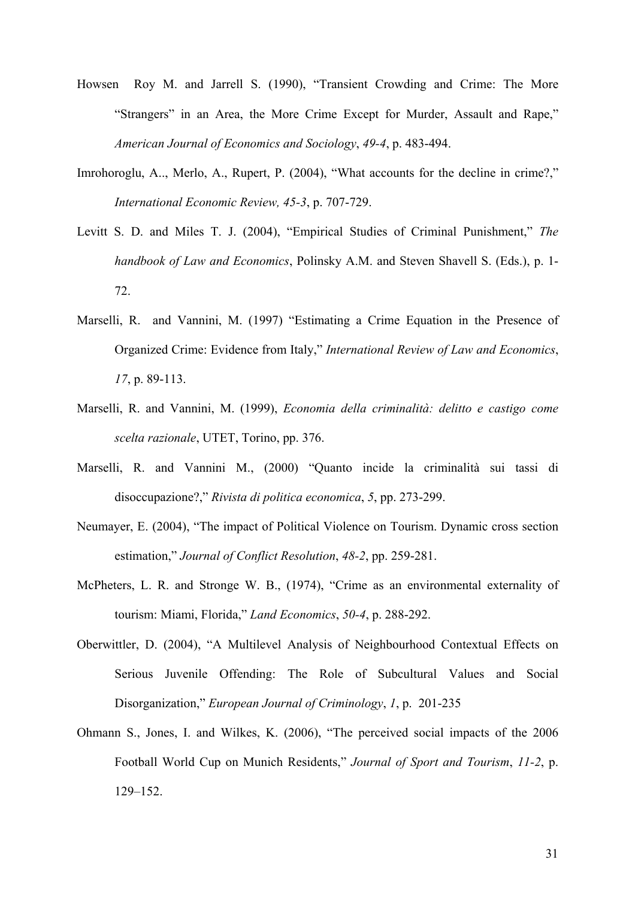Howsen Roy M. and Jarrell S. (1990), "Transient Crowding and Crime: The More "Strangers" in an Area, the More Crime Except for Murder, Assault and Rape," *American Journal of Economics and Sociology*, *49-4*, p. 483-494.

Imrohoroglu, A.., Merlo, A., Rupert, P. (2004), "What accounts for the decline in crime?," *International Economic Review, 45-3*, p. 707-729.

Levitt S. D. and Miles T. J. (2004), "Empirical Studies of Criminal Punishment," *The handbook of Law and Economics*, Polinsky A.M. and Steven Shavell S. (Eds.), p. 1-72.

Marselli, R. and Vannini, M. (1997) "Estimating a Crime Equation in the Presence of Organized Crime: Evidence from Italy," *International Review of Law and Economics*, *17*, p. 89-113.

Marselli, R. and Vannini, M. (1999), *Economia della criminalità: delitto e castigo come scelta razionale*, UTET, Torino, pp. 376.

Marselli, R. and Vannini M., (2000) "Quanto incide la criminalità sui tassi di disoccupazione?," *Rivista di politica economica*, *5*, pp. 273-299.

Neumayer, E. (2004), "The impact of Political Violence on Tourism. Dynamic cross section estimation," *Journal of Conflict Resolution*, *48-2*, pp. 259-281.

McPheters, L. R. and Stronge W. B., (1974), "Crime as an environmental externality of tourism: Miami, Florida," *Land Economics*, *50-4*, p. 288-292.

Oberwittler, D. (2004), "A Multilevel Analysis of Neighbourhood Contextual Effects on Serious Juvenile Offending: The Role of Subcultural Values and Social Disorganization," *European Journal of Criminology*, *1*, p. 201-235

Ohmann S., Jones, I. and Wilkes, K. (2006), "The perceived social impacts of the 2006 Football World Cup on Munich Residents," *Journal of Sport and Tourism*, *11-2*, p. 129–152.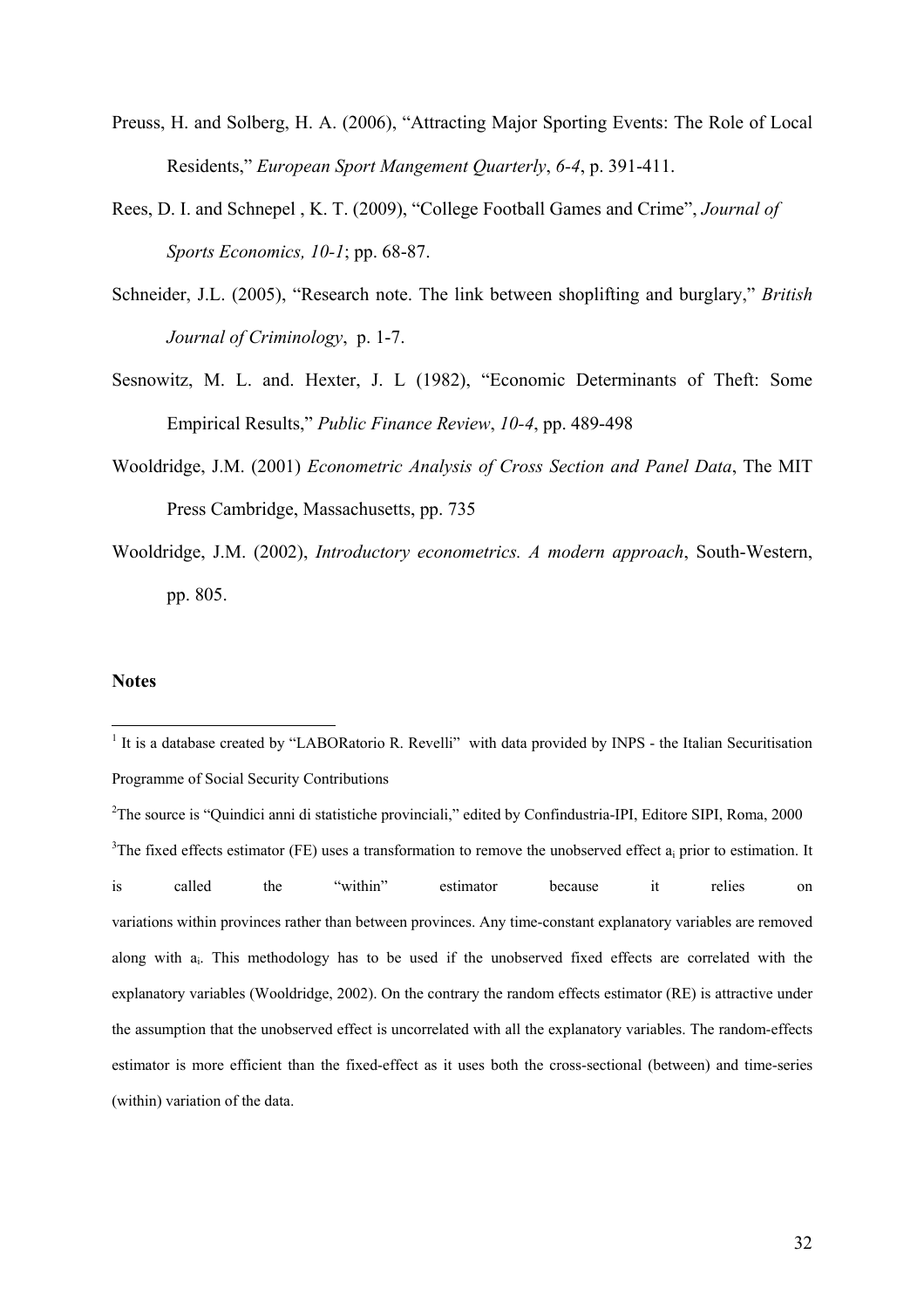Preuss, H. and Solberg, H. A. (2006), "Attracting Major Sporting Events: The Role of Local Residents," *European Sport Mangement Quarterly*, *6-4*, p. 391-411.

Rees, D. I. and Schnepel , K. T. (2009), "College Football Games and Crime", *Journal of Sports Economics, 10-1*; pp. 68-87.

Schneider, J.L. (2005), "Research note. The link between shoplifting and burglary," *British Journal of Criminology*, p. 1-7.

Sesnowitz, M. L. and. Hexter, J. L (1982), "Economic Determinants of Theft: Some Empirical Results," *Public Finance Review*, *10-4*, pp. 489-498

Wooldridge, J.M. (2001) *Econometric Analysis of Cross Section and Panel Data*, The MIT Press Cambridge, Massachusetts, pp. 735

Wooldridge, J.M. (2002), *Introductory econometrics. A modern approach*, South-Western, pp. 805.

**Notes**

[1] It is a database created by "LABORatorio R. Revelli" with data provided by INPS - the Italian Securitisation Programme of Social Security Contributions

[2] The source is "Quindici anni di statistiche provinciali," edited by Confindustria-IPI, Editore SIPI, Roma, 2000

[3] The fixed effects estimator (FE) uses a transformation to remove the unobserved effect $a_i$ prior to estimation. It is called the "within" estimator because it relies on variations within provinces rather than between provinces. Any time-constant explanatory variables are removed along with $a_i$. This methodology has to be used if the unobserved fixed effects are correlated with the explanatory variables (Wooldridge, 2002). On the contrary the random effects estimator (RE) is attractive under the assumption that the unobserved effect is uncorrelated with all the explanatory variables. The random-effects estimator is more efficient than the fixed-effect as it uses both the cross-sectional (between) and time-series (within) variation of the data.